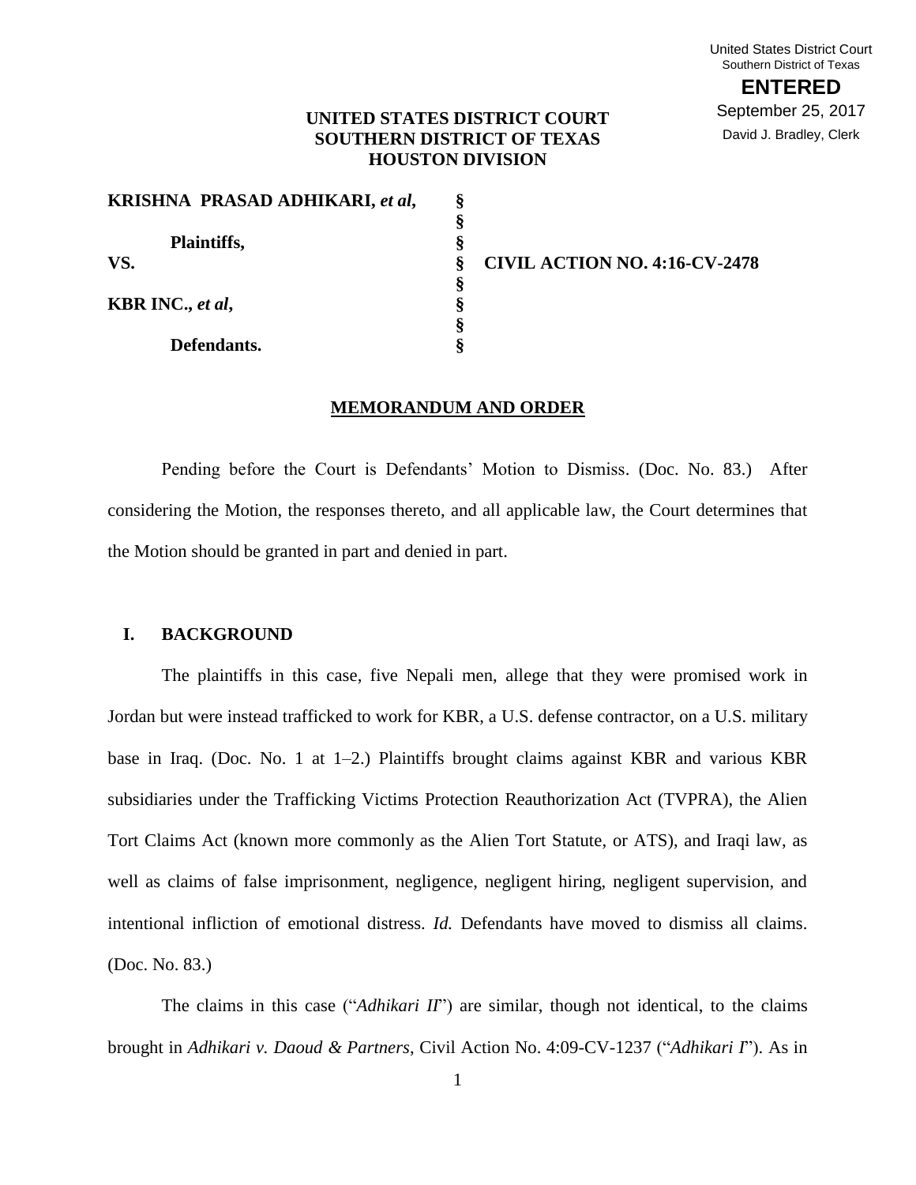United States District Court
Southern District of Texas

**ENTERED**

September 25, 2017

David J. Bradley, Clerk

**UNITED STATES DISTRICT COURT**
**SOUTHERN DISTRICT OF TEXAS**
**HOUSTON DIVISION**

| | | |
|---|---|---|
| **KRISHNA PRASAD ADHIKARI,** ***et al*****,** | § | |
| | § | |
| **Plaintiffs,** | § | |
| **VS.** | § | **CIVIL ACTION NO. 4:16-CV-2478** |
| | § | |
| **KBR INC.,** ***et al*****,** | § | |
| | § | |
| **Defendants.** | § | |

## MEMORANDUM AND ORDER

Pending before the Court is Defendants' Motion to Dismiss. (Doc. No. 83.) After considering the Motion, the responses thereto, and all applicable law, the Court determines that the Motion should be granted in part and denied in part.

### I. BACKGROUND

The plaintiffs in this case, five Nepali men, allege that they were promised work in Jordan but were instead trafficked to work for KBR, a U.S. defense contractor, on a U.S. military base in Iraq. (Doc. No. 1 at 1–2.) Plaintiffs brought claims against KBR and various KBR subsidiaries under the Trafficking Victims Protection Reauthorization Act (TVPRA), the Alien Tort Claims Act (known more commonly as the Alien Tort Statute, or ATS), and Iraqi law, as well as claims of false imprisonment, negligence, negligent hiring, negligent supervision, and intentional infliction of emotional distress. *Id.* Defendants have moved to dismiss all claims. (Doc. No. 83.)

The claims in this case ("*Adhikari II*") are similar, though not identical, to the claims brought in *Adhikari v. Daoud & Partners*, Civil Action No. 4:09-CV-1237 ("*Adhikari I*"). As in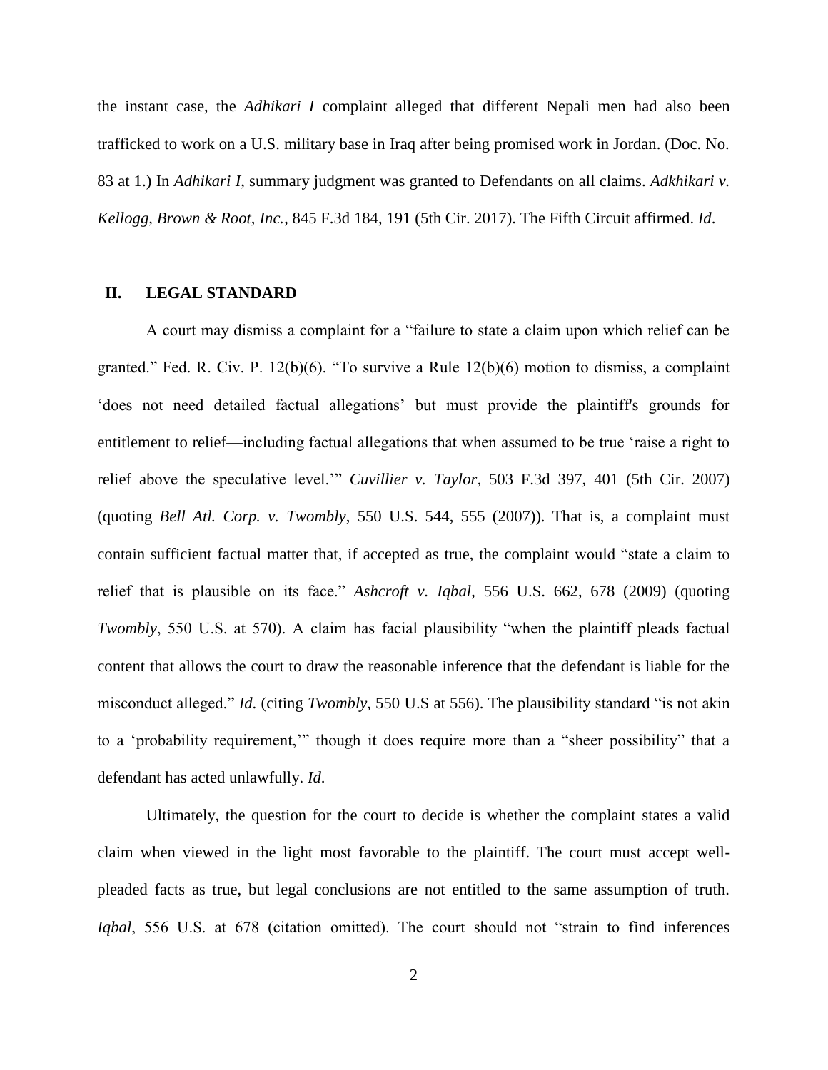the instant case, the *Adhikari I* complaint alleged that different Nepali men had also been trafficked to work on a U.S. military base in Iraq after being promised work in Jordan. (Doc. No. 83 at 1.) In *Adhikari I*, summary judgment was granted to Defendants on all claims. *Adkhikari v. Kellogg, Brown & Root, Inc.*, 845 F.3d 184, 191 (5th Cir. 2017). The Fifth Circuit affirmed. *Id*.

## II. LEGAL STANDARD

A court may dismiss a complaint for a "failure to state a claim upon which relief can be granted." Fed. R. Civ. P. 12(b)(6). "To survive a Rule 12(b)(6) motion to dismiss, a complaint 'does not need detailed factual allegations' but must provide the plaintiff's grounds for entitlement to relief—including factual allegations that when assumed to be true 'raise a right to relief above the speculative level.'" *Cuvillier v. Taylor*, 503 F.3d 397, 401 (5th Cir. 2007) (quoting *Bell Atl. Corp. v. Twombly*, 550 U.S. 544, 555 (2007)). That is, a complaint must contain sufficient factual matter that, if accepted as true, the complaint would "state a claim to relief that is plausible on its face." *Ashcroft v. Iqbal*, 556 U.S. 662, 678 (2009) (quoting *Twombly*, 550 U.S. at 570). A claim has facial plausibility "when the plaintiff pleads factual content that allows the court to draw the reasonable inference that the defendant is liable for the misconduct alleged." *Id.* (citing *Twombly*, 550 U.S at 556). The plausibility standard "is not akin to a 'probability requirement,'" though it does require more than a "sheer possibility" that a defendant has acted unlawfully. *Id.*

Ultimately, the question for the court to decide is whether the complaint states a valid claim when viewed in the light most favorable to the plaintiff. The court must accept well-pleaded facts as true, but legal conclusions are not entitled to the same assumption of truth. *Iqbal*, 556 U.S. at 678 (citation omitted). The court should not "strain to find inferences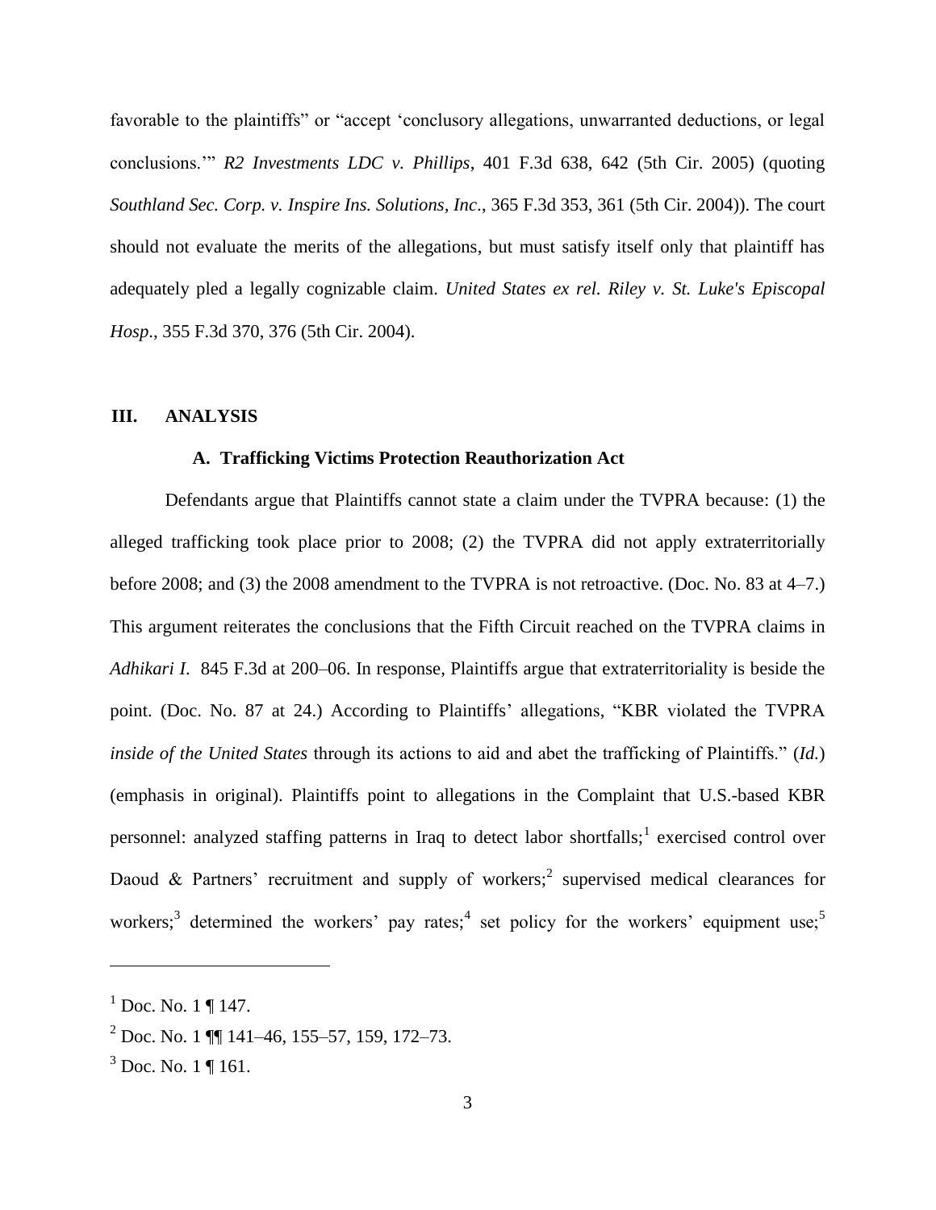favorable to the plaintiffs" or "accept 'conclusory allegations, unwarranted deductions, or legal conclusions.'" *R2 Investments LDC v. Phillips*, 401 F.3d 638, 642 (5th Cir. 2005) (quoting *Southland Sec. Corp. v. Inspire Ins. Solutions, Inc.*, 365 F.3d 353, 361 (5th Cir. 2004)). The court should not evaluate the merits of the allegations, but must satisfy itself only that plaintiff has adequately pled a legally cognizable claim. *United States ex rel. Riley v. St. Luke's Episcopal Hosp.*, 355 F.3d 370, 376 (5th Cir. 2004).

## III. ANALYSIS

### A. Trafficking Victims Protection Reauthorization Act

Defendants argue that Plaintiffs cannot state a claim under the TVPRA because: (1) the alleged trafficking took place prior to 2008; (2) the TVPRA did not apply extraterritorially before 2008; and (3) the 2008 amendment to the TVPRA is not retroactive. (Doc. No. 83 at 4–7.) This argument reiterates the conclusions that the Fifth Circuit reached on the TVPRA claims in *Adhikari I*. 845 F.3d at 200–06. In response, Plaintiffs argue that extraterritoriality is beside the point. (Doc. No. 87 at 24.) According to Plaintiffs' allegations, "KBR violated the TVPRA *inside of the United States* through its actions to aid and abet the trafficking of Plaintiffs." (*Id.*) (emphasis in original). Plaintiffs point to allegations in the Complaint that U.S.-based KBR personnel: analyzed staffing patterns in Iraq to detect labor shortfalls;[1] exercised control over Daoud & Partners' recruitment and supply of workers;[2] supervised medical clearances for workers;[3] determined the workers' pay rates;[4] set policy for the workers' equipment use;[5]

---

[1] Doc. No. 1 ¶ 147.

[2] Doc. No. 1 ¶¶ 141–46, 155–57, 159, 172–73.

[3] Doc. No. 1 ¶ 161.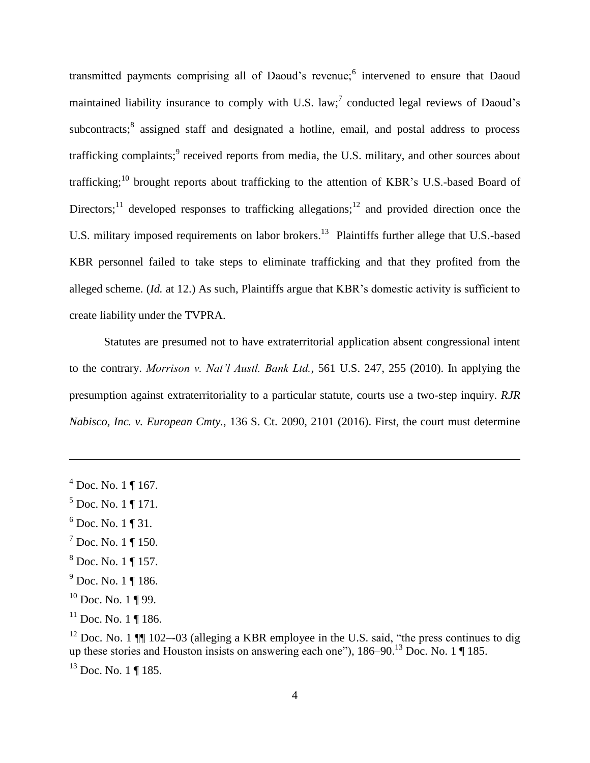transmitted payments comprising all of Daoud's revenue;[6] intervened to ensure that Daoud maintained liability insurance to comply with U.S. law;[7] conducted legal reviews of Daoud's subcontracts;[8] assigned staff and designated a hotline, email, and postal address to process trafficking complaints;[9] received reports from media, the U.S. military, and other sources about trafficking;[10] brought reports about trafficking to the attention of KBR's U.S.-based Board of Directors;[11] developed responses to trafficking allegations;[12] and provided direction once the U.S. military imposed requirements on labor brokers.[13] Plaintiffs further allege that U.S.-based KBR personnel failed to take steps to eliminate trafficking and that they profited from the alleged scheme. (*Id.* at 12.) As such, Plaintiffs argue that KBR's domestic activity is sufficient to create liability under the TVPRA.

Statutes are presumed not to have extraterritorial application absent congressional intent to the contrary. *Morrison v. Nat'l Austl. Bank Ltd.*, 561 U.S. 247, 255 (2010). In applying the presumption against extraterritoriality to a particular statute, courts use a two-step inquiry. *RJR Nabisco, Inc. v. European Cmty.*, 136 S. Ct. 2090, 2101 (2016). First, the court must determine

---

[4] Doc. No. 1 ¶ 167.

[5] Doc. No. 1 ¶ 171.

[6] Doc. No. 1 ¶ 31.

[7] Doc. No. 1 ¶ 150.

[8] Doc. No. 1 ¶ 157.

[9] Doc. No. 1 ¶ 186.

[10] Doc. No. 1 ¶ 99.

[11] Doc. No. 1 ¶ 186.

[12] Doc. No. 1 ¶¶ 102–-03 (alleging a KBR employee in the U.S. said, "the press continues to dig up these stories and Houston insists on answering each one"), 186–90.[13] Doc. No. 1 ¶ 185.

[13] Doc. No. 1 ¶ 185.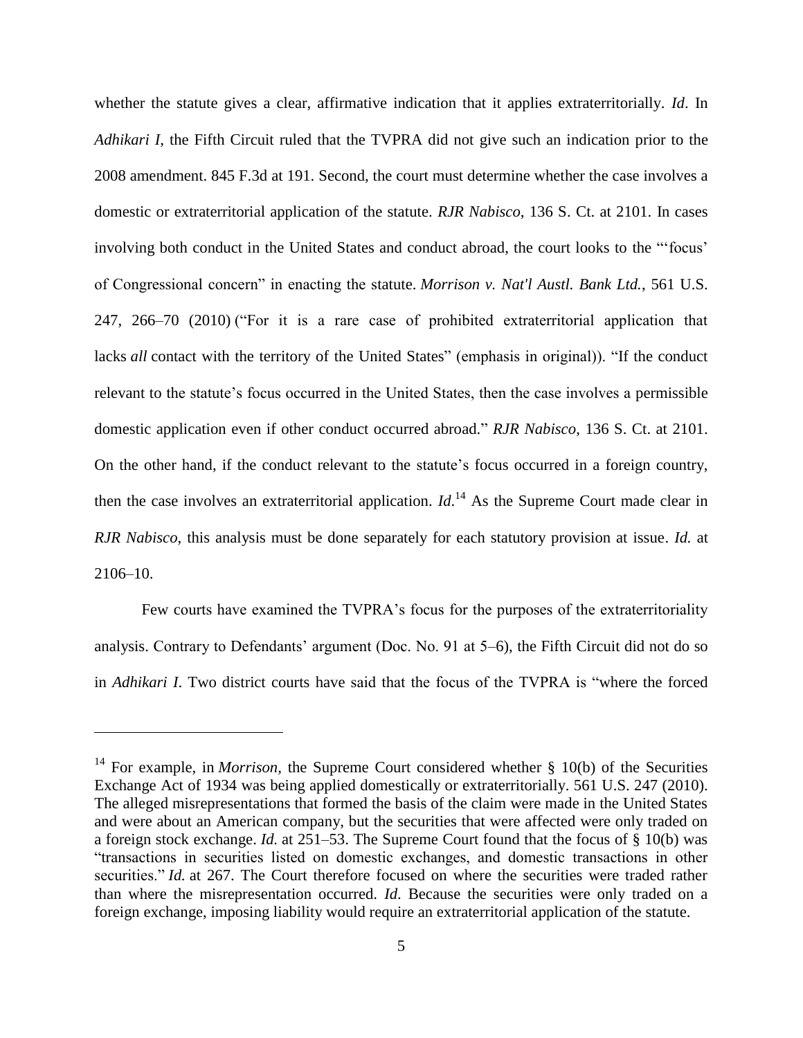whether the statute gives a clear, affirmative indication that it applies extraterritorially. *Id*. In *Adhikari I*, the Fifth Circuit ruled that the TVPRA did not give such an indication prior to the 2008 amendment. 845 F.3d at 191. Second, the court must determine whether the case involves a domestic or extraterritorial application of the statute. *RJR Nabisco*, 136 S. Ct. at 2101. In cases involving both conduct in the United States and conduct abroad, the court looks to the "'focus' of Congressional concern" in enacting the statute. *Morrison v. Nat'l Austl. Bank Ltd.*, 561 U.S. 247, 266–70 (2010) ("For it is a rare case of prohibited extraterritorial application that lacks *all* contact with the territory of the United States" (emphasis in original)). "If the conduct relevant to the statute's focus occurred in the United States, then the case involves a permissible domestic application even if other conduct occurred abroad." *RJR Nabisco*, 136 S. Ct. at 2101. On the other hand, if the conduct relevant to the statute's focus occurred in a foreign country, then the case involves an extraterritorial application. *Id*.[14] As the Supreme Court made clear in *RJR Nabisco*, this analysis must be done separately for each statutory provision at issue. *Id.* at 2106–10.

Few courts have examined the TVPRA's focus for the purposes of the extraterritoriality analysis. Contrary to Defendants' argument (Doc. No. 91 at 5–6), the Fifth Circuit did not do so in *Adhikari I*. Two district courts have said that the focus of the TVPRA is "where the forced

---

[14] For example, in *Morrison*, the Supreme Court considered whether § 10(b) of the Securities Exchange Act of 1934 was being applied domestically or extraterritorially. 561 U.S. 247 (2010). The alleged misrepresentations that formed the basis of the claim were made in the United States and were about an American company, but the securities that were affected were only traded on a foreign stock exchange. *Id.* at 251–53. The Supreme Court found that the focus of § 10(b) was "transactions in securities listed on domestic exchanges, and domestic transactions in other securities." *Id.* at 267. The Court therefore focused on where the securities were traded rather than where the misrepresentation occurred. *Id.* Because the securities were only traded on a foreign exchange, imposing liability would require an extraterritorial application of the statute.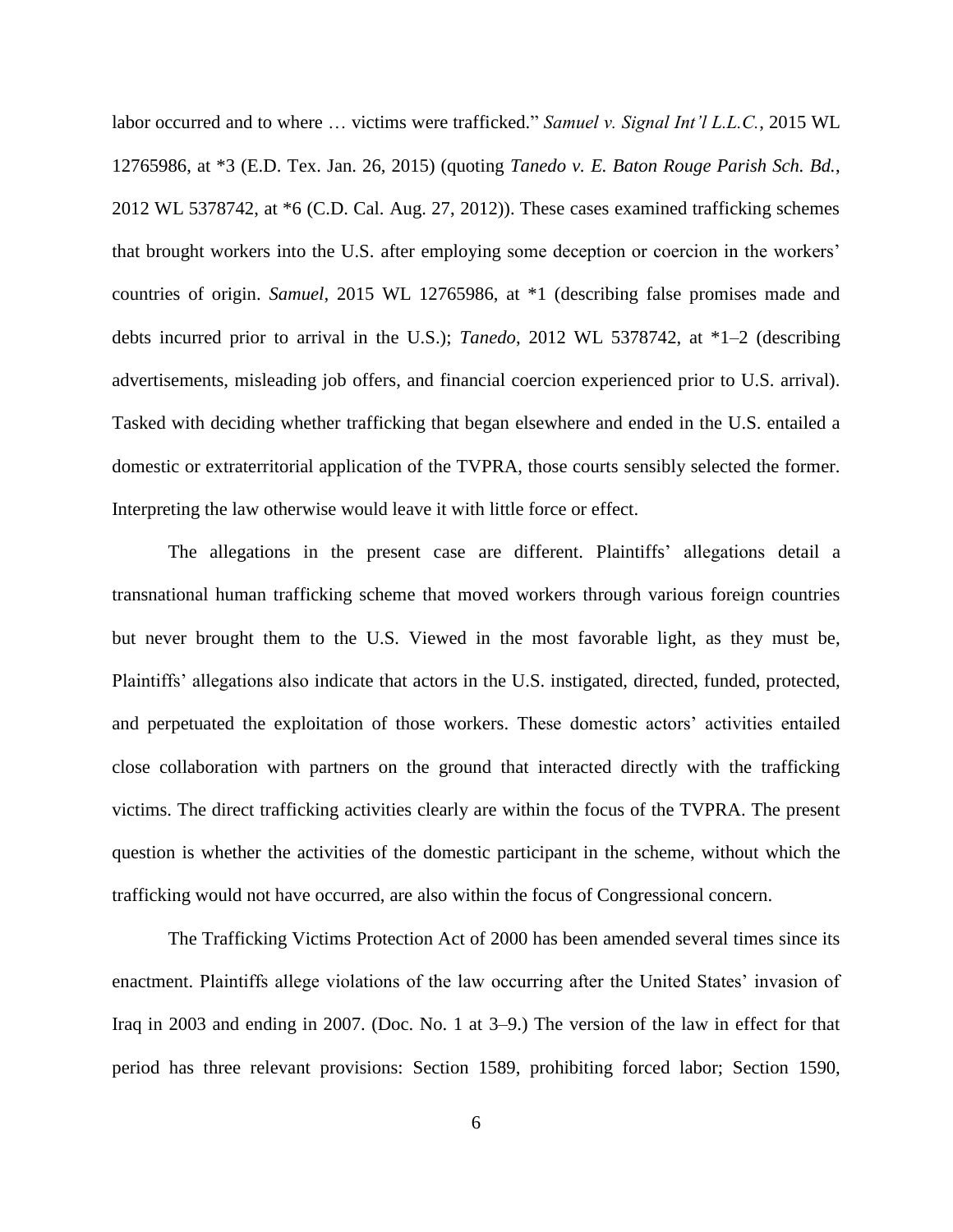labor occurred and to where … victims were trafficked." *Samuel v. Signal Int'l L.L.C.*, 2015 WL 12765986, at *3 (E.D. Tex. Jan. 26, 2015) (quoting *Tanedo v. E. Baton Rouge Parish Sch. Bd.*, 2012 WL 5378742, at *6 (C.D. Cal. Aug. 27, 2012)). These cases examined trafficking schemes that brought workers into the U.S. after employing some deception or coercion in the workers' countries of origin. *Samuel*, 2015 WL 12765986, at *1 (describing false promises made and debts incurred prior to arrival in the U.S.); *Tanedo*, 2012 WL 5378742, at *1–2 (describing advertisements, misleading job offers, and financial coercion experienced prior to U.S. arrival). Tasked with deciding whether trafficking that began elsewhere and ended in the U.S. entailed a domestic or extraterritorial application of the TVPRA, those courts sensibly selected the former. Interpreting the law otherwise would leave it with little force or effect.

The allegations in the present case are different. Plaintiffs' allegations detail a transnational human trafficking scheme that moved workers through various foreign countries but never brought them to the U.S. Viewed in the most favorable light, as they must be, Plaintiffs' allegations also indicate that actors in the U.S. instigated, directed, funded, protected, and perpetuated the exploitation of those workers. These domestic actors' activities entailed close collaboration with partners on the ground that interacted directly with the trafficking victims. The direct trafficking activities clearly are within the focus of the TVPRA. The present question is whether the activities of the domestic participant in the scheme, without which the trafficking would not have occurred, are also within the focus of Congressional concern.

The Trafficking Victims Protection Act of 2000 has been amended several times since its enactment. Plaintiffs allege violations of the law occurring after the United States' invasion of Iraq in 2003 and ending in 2007. (Doc. No. 1 at 3–9.) The version of the law in effect for that period has three relevant provisions: Section 1589, prohibiting forced labor; Section 1590,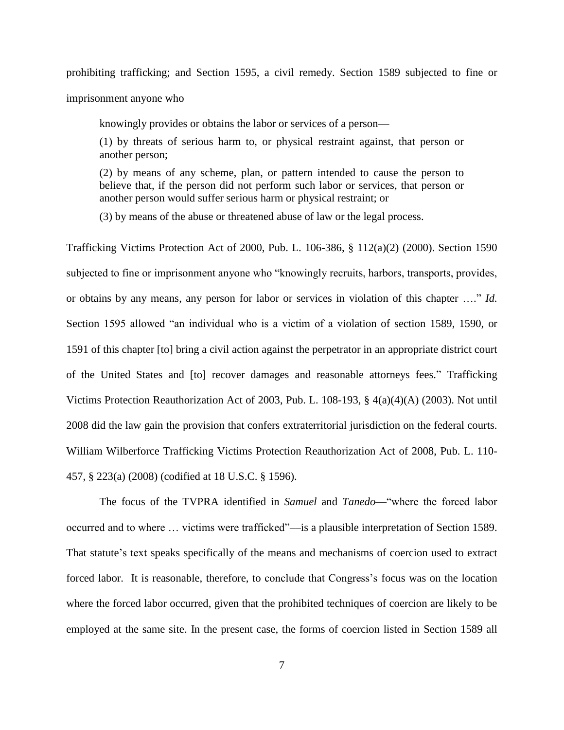prohibiting trafficking; and Section 1595, a civil remedy. Section 1589 subjected to fine or imprisonment anyone who

> knowingly provides or obtains the labor or services of a person—
>
> (1) by threats of serious harm to, or physical restraint against, that person or another person;
>
> (2) by means of any scheme, plan, or pattern intended to cause the person to believe that, if the person did not perform such labor or services, that person or another person would suffer serious harm or physical restraint; or
>
> (3) by means of the abuse or threatened abuse of law or the legal process.

Trafficking Victims Protection Act of 2000, Pub. L. 106-386, § 112(a)(2) (2000). Section 1590 subjected to fine or imprisonment anyone who "knowingly recruits, harbors, transports, provides, or obtains by any means, any person for labor or services in violation of this chapter …." *Id.* Section 1595 allowed "an individual who is a victim of a violation of section 1589, 1590, or 1591 of this chapter [to] bring a civil action against the perpetrator in an appropriate district court of the United States and [to] recover damages and reasonable attorneys fees." Trafficking Victims Protection Reauthorization Act of 2003, Pub. L. 108-193, § 4(a)(4)(A) (2003). Not until 2008 did the law gain the provision that confers extraterritorial jurisdiction on the federal courts. William Wilberforce Trafficking Victims Protection Reauthorization Act of 2008, Pub. L. 110-457, § 223(a) (2008) (codified at 18 U.S.C. § 1596).

The focus of the TVPRA identified in *Samuel* and *Tanedo*—"where the forced labor occurred and to where … victims were trafficked"—is a plausible interpretation of Section 1589. That statute's text speaks specifically of the means and mechanisms of coercion used to extract forced labor. It is reasonable, therefore, to conclude that Congress's focus was on the location where the forced labor occurred, given that the prohibited techniques of coercion are likely to be employed at the same site. In the present case, the forms of coercion listed in Section 1589 all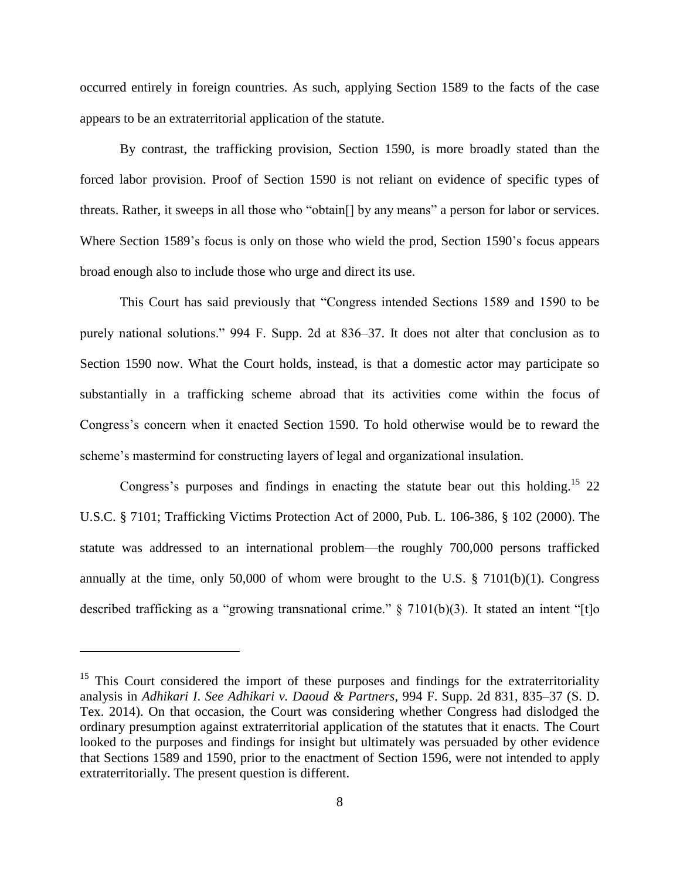occurred entirely in foreign countries. As such, applying Section 1589 to the facts of the case appears to be an extraterritorial application of the statute.

By contrast, the trafficking provision, Section 1590, is more broadly stated than the forced labor provision. Proof of Section 1590 is not reliant on evidence of specific types of threats. Rather, it sweeps in all those who "obtain[] by any means" a person for labor or services. Where Section 1589's focus is only on those who wield the prod, Section 1590's focus appears broad enough also to include those who urge and direct its use.

This Court has said previously that "Congress intended Sections 1589 and 1590 to be purely national solutions." 994 F. Supp. 2d at 836–37. It does not alter that conclusion as to Section 1590 now. What the Court holds, instead, is that a domestic actor may participate so substantially in a trafficking scheme abroad that its activities come within the focus of Congress's concern when it enacted Section 1590. To hold otherwise would be to reward the scheme's mastermind for constructing layers of legal and organizational insulation.

Congress's purposes and findings in enacting the statute bear out this holding.[15] 22 U.S.C. § 7101; Trafficking Victims Protection Act of 2000, Pub. L. 106-386, § 102 (2000). The statute was addressed to an international problem—the roughly 700,000 persons trafficked annually at the time, only 50,000 of whom were brought to the U.S. § 7101(b)(1). Congress described trafficking as a "growing transnational crime." § 7101(b)(3). It stated an intent "[t]o

---

[15] This Court considered the import of these purposes and findings for the extraterritoriality analysis in *Adhikari I*. *See Adhikari v. Daoud & Partners*, 994 F. Supp. 2d 831, 835–37 (S. D. Tex. 2014). On that occasion, the Court was considering whether Congress had dislodged the ordinary presumption against extraterritorial application of the statutes that it enacts. The Court looked to the purposes and findings for insight but ultimately was persuaded by other evidence that Sections 1589 and 1590, prior to the enactment of Section 1596, were not intended to apply extraterritorially. The present question is different.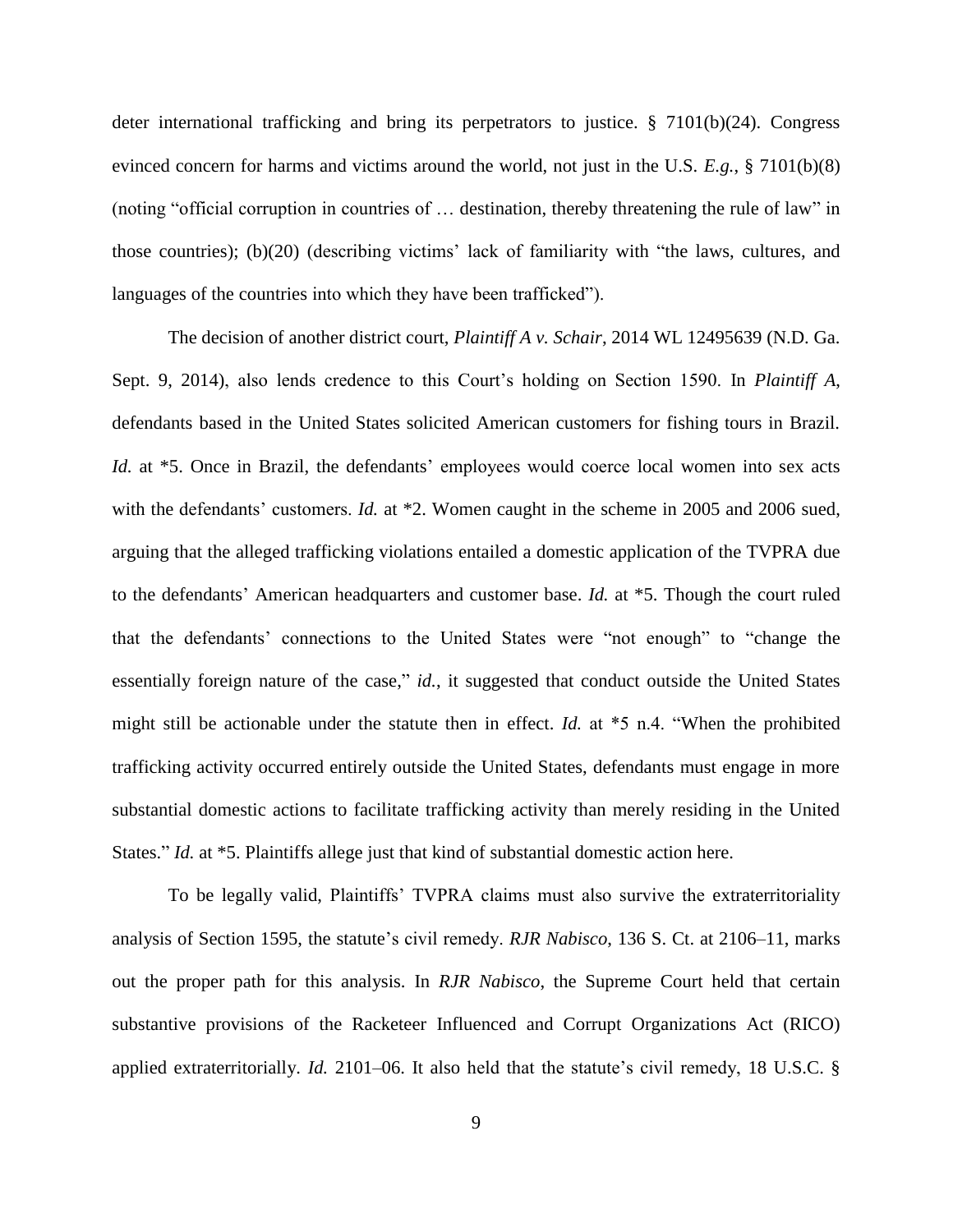deter international trafficking and bring its perpetrators to justice. § 7101(b)(24). Congress evinced concern for harms and victims around the world, not just in the U.S. *E.g.*, § 7101(b)(8) (noting "official corruption in countries of … destination, thereby threatening the rule of law" in those countries); (b)(20) (describing victims' lack of familiarity with "the laws, cultures, and languages of the countries into which they have been trafficked").

The decision of another district court, *Plaintiff A v. Schair*, 2014 WL 12495639 (N.D. Ga. Sept. 9, 2014), also lends credence to this Court's holding on Section 1590. In *Plaintiff A*, defendants based in the United States solicited American customers for fishing tours in Brazil. *Id.* at *5. Once in Brazil, the defendants' employees would coerce local women into sex acts with the defendants' customers. *Id.* at *2. Women caught in the scheme in 2005 and 2006 sued, arguing that the alleged trafficking violations entailed a domestic application of the TVPRA due to the defendants' American headquarters and customer base. *Id.* at *5. Though the court ruled that the defendants' connections to the United States were "not enough" to "change the essentially foreign nature of the case," *id.*, it suggested that conduct outside the United States might still be actionable under the statute then in effect. *Id.* at *5 n.4. "When the prohibited trafficking activity occurred entirely outside the United States, defendants must engage in more substantial domestic actions to facilitate trafficking activity than merely residing in the United States." *Id.* at *5. Plaintiffs allege just that kind of substantial domestic action here.

To be legally valid, Plaintiffs' TVPRA claims must also survive the extraterritoriality analysis of Section 1595, the statute's civil remedy. *RJR Nabisco*, 136 S. Ct. at 2106–11, marks out the proper path for this analysis. In *RJR Nabisco*, the Supreme Court held that certain substantive provisions of the Racketeer Influenced and Corrupt Organizations Act (RICO) applied extraterritorially. *Id.* 2101–06. It also held that the statute's civil remedy, 18 U.S.C. §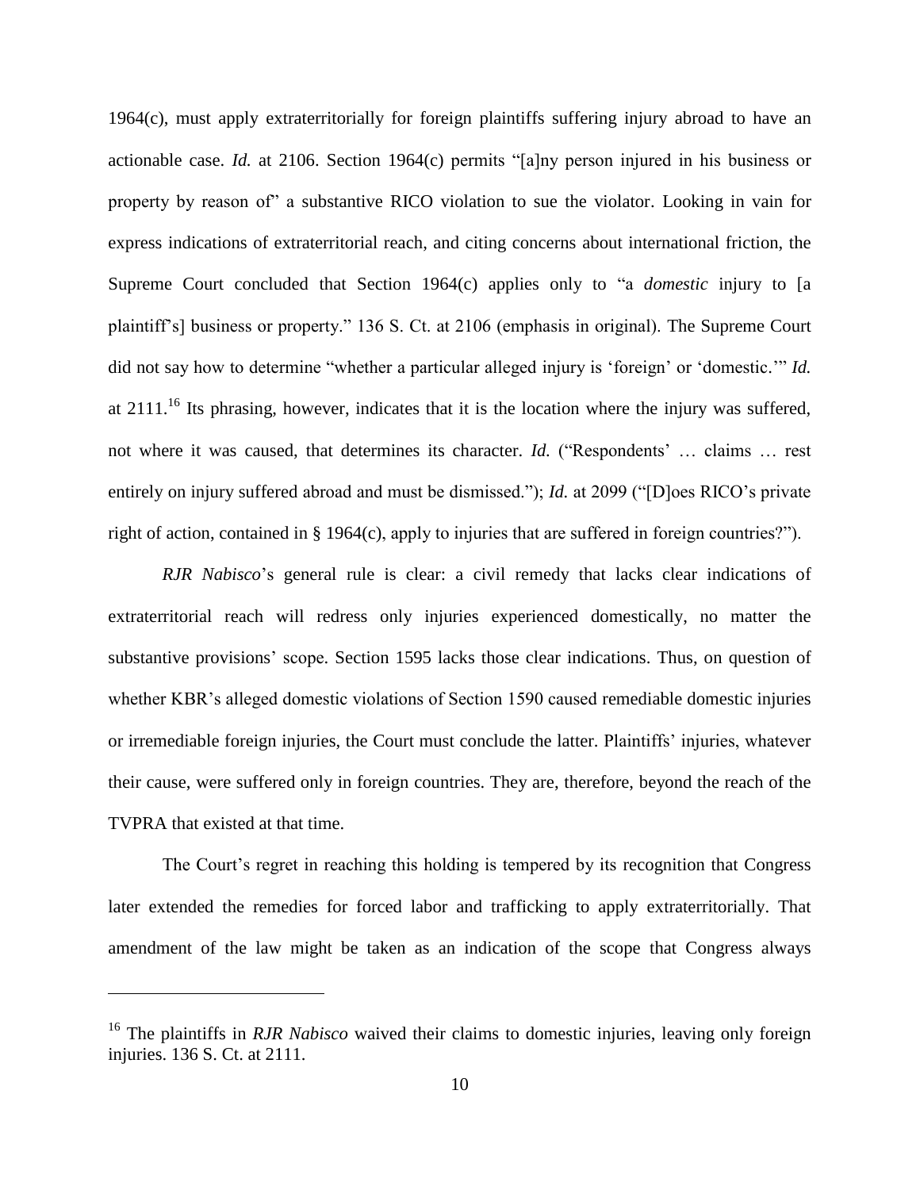1964(c), must apply extraterritorially for foreign plaintiffs suffering injury abroad to have an actionable case. *Id.* at 2106. Section 1964(c) permits "[a]ny person injured in his business or property by reason of" a substantive RICO violation to sue the violator. Looking in vain for express indications of extraterritorial reach, and citing concerns about international friction, the Supreme Court concluded that Section 1964(c) applies only to "a *domestic* injury to [a plaintiff's] business or property." 136 S. Ct. at 2106 (emphasis in original). The Supreme Court did not say how to determine "whether a particular alleged injury is 'foreign' or 'domestic.'" *Id.* at 2111.[16] Its phrasing, however, indicates that it is the location where the injury was suffered, not where it was caused, that determines its character. *Id.* ("Respondents' … claims … rest entirely on injury suffered abroad and must be dismissed."); *Id.* at 2099 ("[D]oes RICO's private right of action, contained in § 1964(c), apply to injuries that are suffered in foreign countries?").

*RJR Nabisco*'s general rule is clear: a civil remedy that lacks clear indications of extraterritorial reach will redress only injuries experienced domestically, no matter the substantive provisions' scope. Section 1595 lacks those clear indications. Thus, on question of whether KBR's alleged domestic violations of Section 1590 caused remediable domestic injuries or irremediable foreign injuries, the Court must conclude the latter. Plaintiffs' injuries, whatever their cause, were suffered only in foreign countries. They are, therefore, beyond the reach of the TVPRA that existed at that time.

The Court's regret in reaching this holding is tempered by its recognition that Congress later extended the remedies for forced labor and trafficking to apply extraterritorially. That amendment of the law might be taken as an indication of the scope that Congress always

---

[16] The plaintiffs in *RJR Nabisco* waived their claims to domestic injuries, leaving only foreign injuries. 136 S. Ct. at 2111.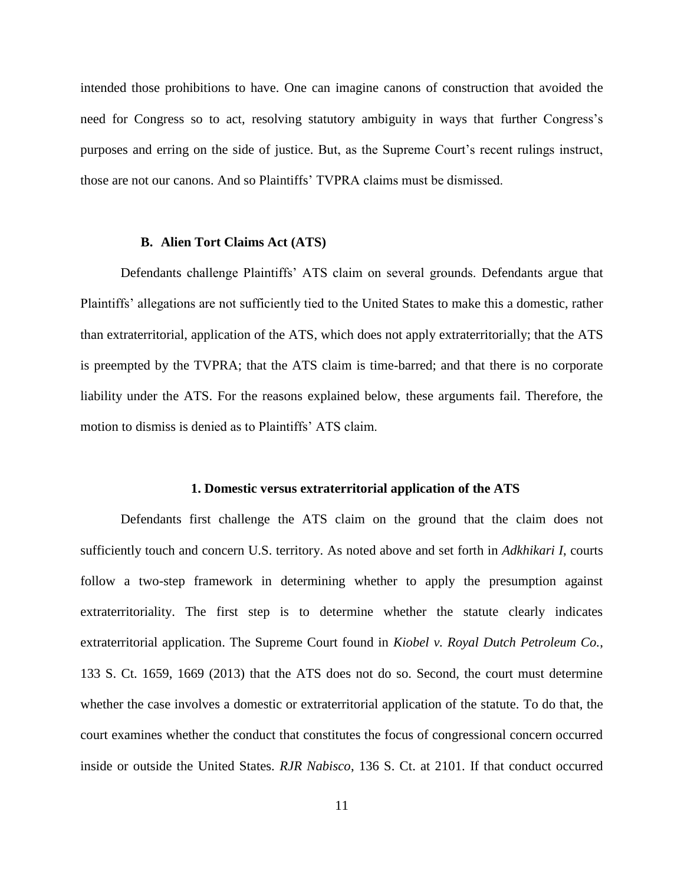intended those prohibitions to have. One can imagine canons of construction that avoided the need for Congress so to act, resolving statutory ambiguity in ways that further Congress's purposes and erring on the side of justice. But, as the Supreme Court's recent rulings instruct, those are not our canons. And so Plaintiffs' TVPRA claims must be dismissed.

### B. Alien Tort Claims Act (ATS)

Defendants challenge Plaintiffs' ATS claim on several grounds. Defendants argue that Plaintiffs' allegations are not sufficiently tied to the United States to make this a domestic, rather than extraterritorial, application of the ATS, which does not apply extraterritorially; that the ATS is preempted by the TVPRA; that the ATS claim is time-barred; and that there is no corporate liability under the ATS. For the reasons explained below, these arguments fail. Therefore, the motion to dismiss is denied as to Plaintiffs' ATS claim.

#### 1. Domestic versus extraterritorial application of the ATS

Defendants first challenge the ATS claim on the ground that the claim does not sufficiently touch and concern U.S. territory. As noted above and set forth in *Adkhikari I*, courts follow a two-step framework in determining whether to apply the presumption against extraterritoriality. The first step is to determine whether the statute clearly indicates extraterritorial application. The Supreme Court found in *Kiobel v. Royal Dutch Petroleum Co.*, 133 S. Ct. 1659, 1669 (2013) that the ATS does not do so. Second, the court must determine whether the case involves a domestic or extraterritorial application of the statute. To do that, the court examines whether the conduct that constitutes the focus of congressional concern occurred inside or outside the United States. *RJR Nabisco*, 136 S. Ct. at 2101. If that conduct occurred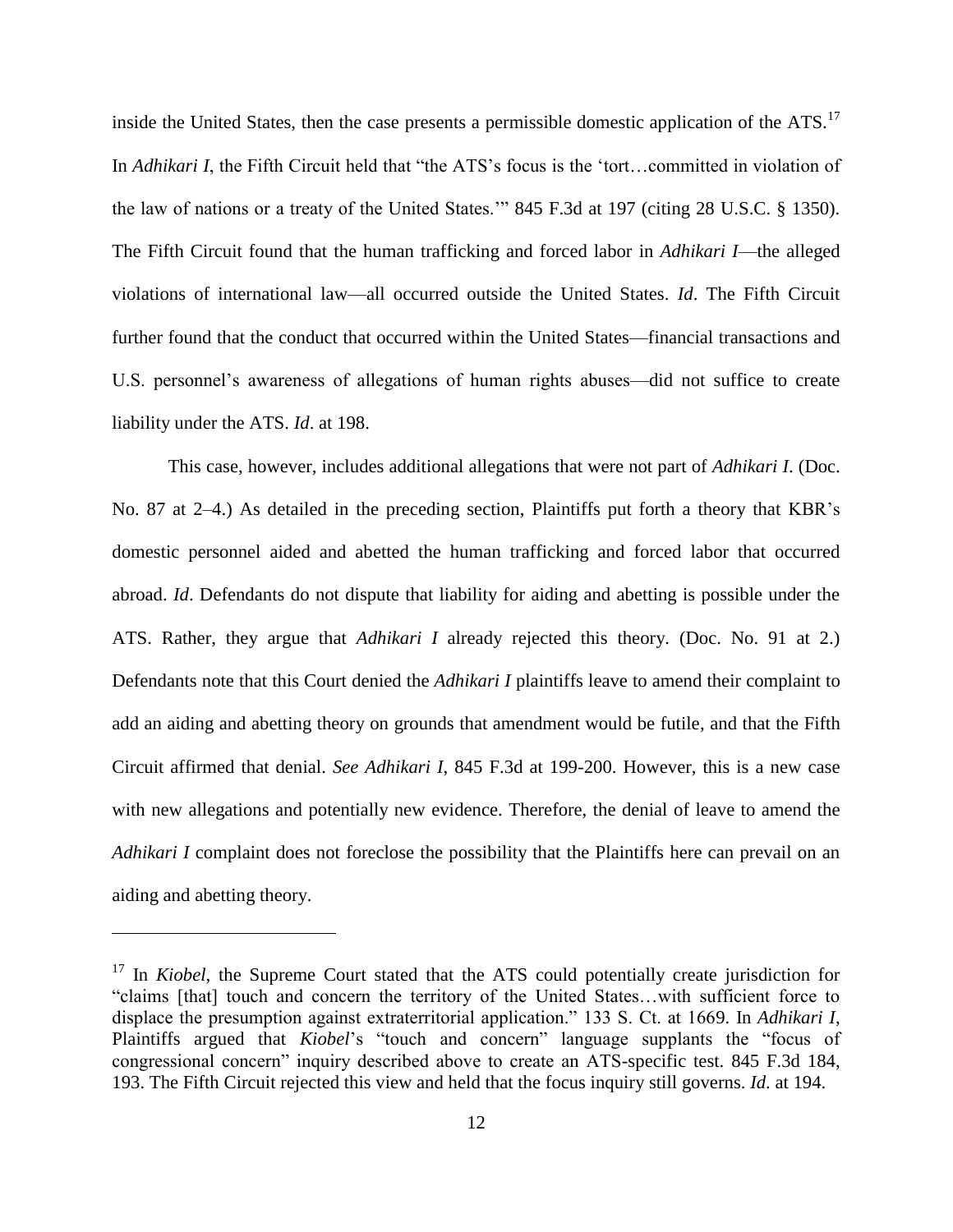inside the United States, then the case presents a permissible domestic application of the ATS.[17] In *Adhikari I*, the Fifth Circuit held that "the ATS's focus is the 'tort…committed in violation of the law of nations or a treaty of the United States.'" 845 F.3d at 197 (citing 28 U.S.C. § 1350). The Fifth Circuit found that the human trafficking and forced labor in *Adhikari I*—the alleged violations of international law—all occurred outside the United States. *Id*. The Fifth Circuit further found that the conduct that occurred within the United States—financial transactions and U.S. personnel's awareness of allegations of human rights abuses—did not suffice to create liability under the ATS. *Id*. at 198.

This case, however, includes additional allegations that were not part of *Adhikari I*. (Doc. No. 87 at 2–4.) As detailed in the preceding section, Plaintiffs put forth a theory that KBR's domestic personnel aided and abetted the human trafficking and forced labor that occurred abroad. *Id*. Defendants do not dispute that liability for aiding and abetting is possible under the ATS. Rather, they argue that *Adhikari I* already rejected this theory. (Doc. No. 91 at 2.) Defendants note that this Court denied the *Adhikari I* plaintiffs leave to amend their complaint to add an aiding and abetting theory on grounds that amendment would be futile, and that the Fifth Circuit affirmed that denial. *See Adhikari I*, 845 F.3d at 199-200. However, this is a new case with new allegations and potentially new evidence. Therefore, the denial of leave to amend the *Adhikari I* complaint does not foreclose the possibility that the Plaintiffs here can prevail on an aiding and abetting theory.

---

[17] In *Kiobel*, the Supreme Court stated that the ATS could potentially create jurisdiction for "claims [that] touch and concern the territory of the United States…with sufficient force to displace the presumption against extraterritorial application." 133 S. Ct. at 1669. In *Adhikari I*, Plaintiffs argued that *Kiobel*'s "touch and concern" language supplants the "focus of congressional concern" inquiry described above to create an ATS-specific test. 845 F.3d 184, 193. The Fifth Circuit rejected this view and held that the focus inquiry still governs. *Id*. at 194.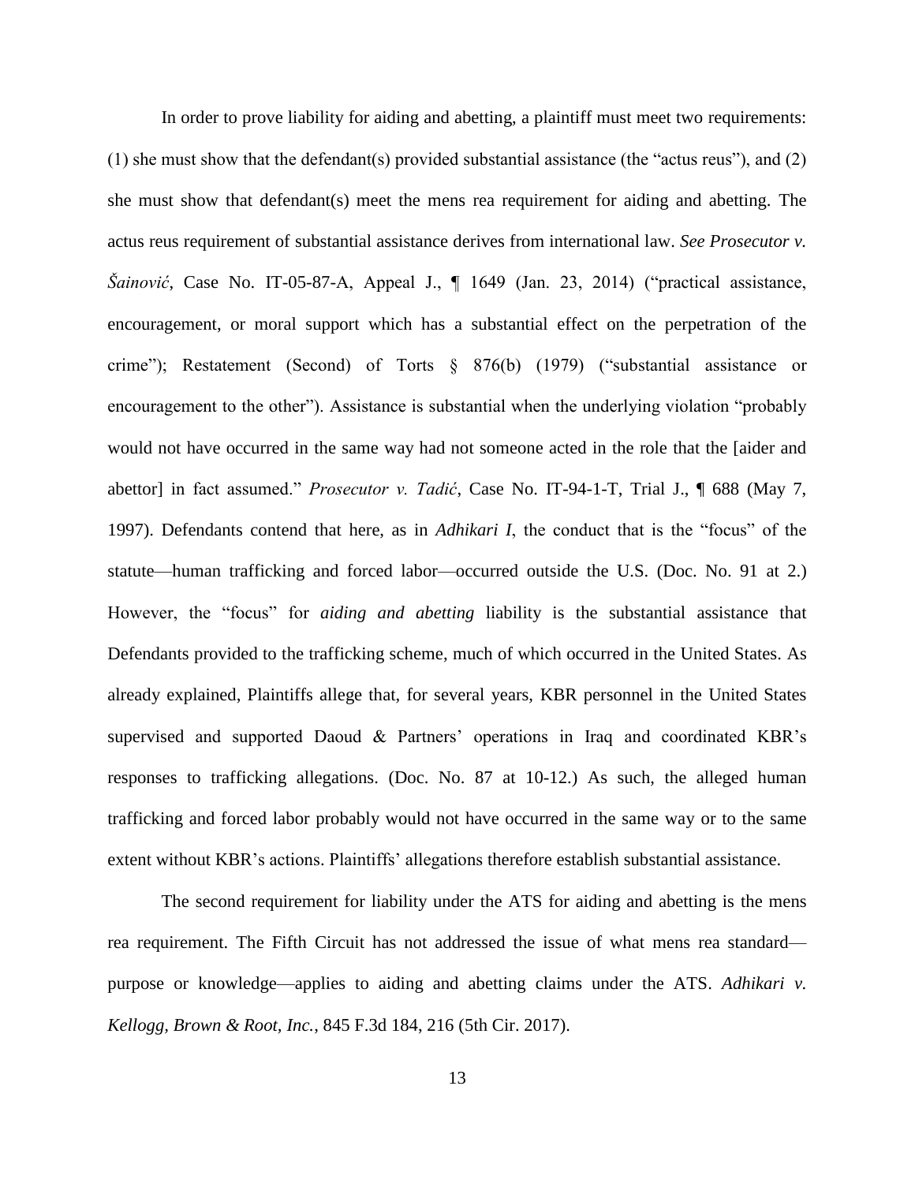In order to prove liability for aiding and abetting, a plaintiff must meet two requirements: (1) she must show that the defendant(s) provided substantial assistance (the "actus reus"), and (2) she must show that defendant(s) meet the mens rea requirement for aiding and abetting. The actus reus requirement of substantial assistance derives from international law. *See Prosecutor v. Šainović*, Case No. IT-05-87-A, Appeal J., ¶ 1649 (Jan. 23, 2014) ("practical assistance, encouragement, or moral support which has a substantial effect on the perpetration of the crime"); Restatement (Second) of Torts § 876(b) (1979) ("substantial assistance or encouragement to the other"). Assistance is substantial when the underlying violation "probably would not have occurred in the same way had not someone acted in the role that the [aider and abettor] in fact assumed." *Prosecutor v. Tadić*, Case No. IT-94-1-T, Trial J., ¶ 688 (May 7, 1997). Defendants contend that here, as in *Adhikari I*, the conduct that is the "focus" of the statute—human trafficking and forced labor—occurred outside the U.S. (Doc. No. 91 at 2.) However, the "focus" for *aiding and abetting* liability is the substantial assistance that Defendants provided to the trafficking scheme, much of which occurred in the United States. As already explained, Plaintiffs allege that, for several years, KBR personnel in the United States supervised and supported Daoud & Partners' operations in Iraq and coordinated KBR's responses to trafficking allegations. (Doc. No. 87 at 10-12.) As such, the alleged human trafficking and forced labor probably would not have occurred in the same way or to the same extent without KBR's actions. Plaintiffs' allegations therefore establish substantial assistance.

The second requirement for liability under the ATS for aiding and abetting is the mens rea requirement. The Fifth Circuit has not addressed the issue of what mens rea standard—purpose or knowledge—applies to aiding and abetting claims under the ATS. *Adhikari v. Kellogg, Brown & Root, Inc.*, 845 F.3d 184, 216 (5th Cir. 2017).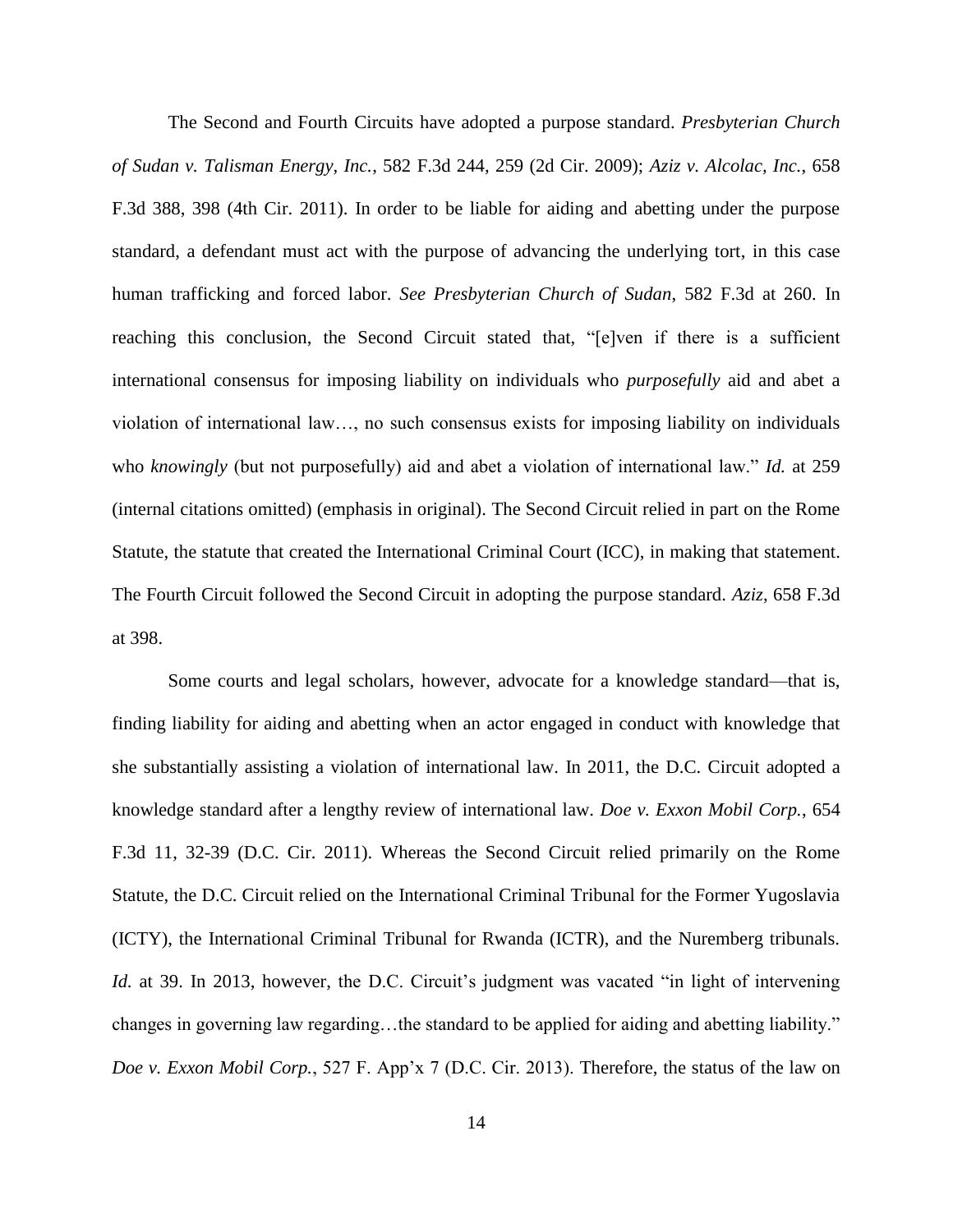The Second and Fourth Circuits have adopted a purpose standard. *Presbyterian Church of Sudan v. Talisman Energy, Inc.*, 582 F.3d 244, 259 (2d Cir. 2009); *Aziz v. Alcolac, Inc.*, 658 F.3d 388, 398 (4th Cir. 2011). In order to be liable for aiding and abetting under the purpose standard, a defendant must act with the purpose of advancing the underlying tort, in this case human trafficking and forced labor. *See Presbyterian Church of Sudan*, 582 F.3d at 260. In reaching this conclusion, the Second Circuit stated that, "[e]ven if there is a sufficient international consensus for imposing liability on individuals who *purposefully* aid and abet a violation of international law…, no such consensus exists for imposing liability on individuals who *knowingly* (but not purposefully) aid and abet a violation of international law." *Id.* at 259 (internal citations omitted) (emphasis in original). The Second Circuit relied in part on the Rome Statute, the statute that created the International Criminal Court (ICC), in making that statement. The Fourth Circuit followed the Second Circuit in adopting the purpose standard. *Aziz*, 658 F.3d at 398.

Some courts and legal scholars, however, advocate for a knowledge standard—that is, finding liability for aiding and abetting when an actor engaged in conduct with knowledge that she substantially assisting a violation of international law. In 2011, the D.C. Circuit adopted a knowledge standard after a lengthy review of international law. *Doe v. Exxon Mobil Corp.*, 654 F.3d 11, 32-39 (D.C. Cir. 2011). Whereas the Second Circuit relied primarily on the Rome Statute, the D.C. Circuit relied on the International Criminal Tribunal for the Former Yugoslavia (ICTY), the International Criminal Tribunal for Rwanda (ICTR), and the Nuremberg tribunals. *Id.* at 39. In 2013, however, the D.C. Circuit's judgment was vacated "in light of intervening changes in governing law regarding…the standard to be applied for aiding and abetting liability." *Doe v. Exxon Mobil Corp.*, 527 F. App'x 7 (D.C. Cir. 2013). Therefore, the status of the law on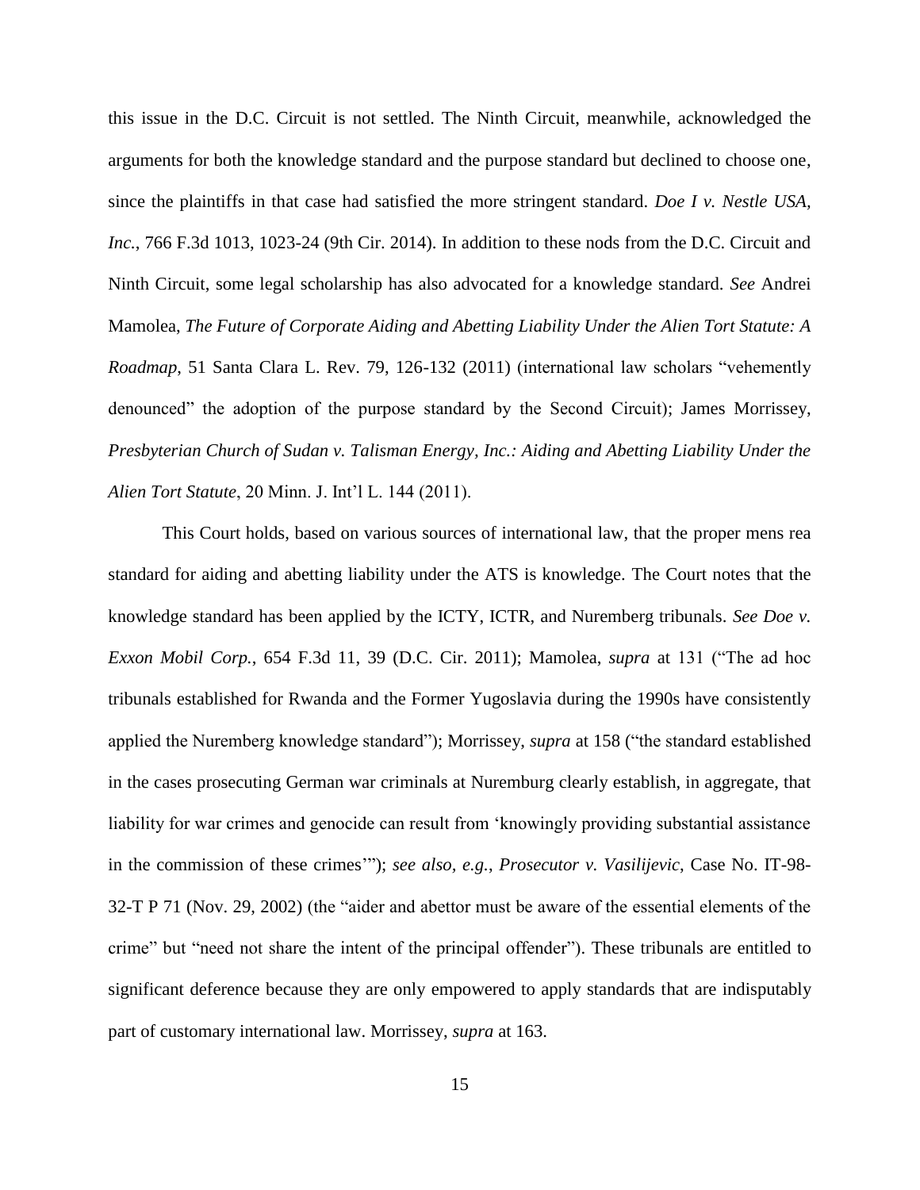this issue in the D.C. Circuit is not settled. The Ninth Circuit, meanwhile, acknowledged the arguments for both the knowledge standard and the purpose standard but declined to choose one, since the plaintiffs in that case had satisfied the more stringent standard. *Doe I v. Nestle USA, Inc.*, 766 F.3d 1013, 1023-24 (9th Cir. 2014). In addition to these nods from the D.C. Circuit and Ninth Circuit, some legal scholarship has also advocated for a knowledge standard. *See* Andrei Mamolea, *The Future of Corporate Aiding and Abetting Liability Under the Alien Tort Statute: A Roadmap*, 51 Santa Clara L. Rev. 79, 126-132 (2011) (international law scholars "vehemently denounced" the adoption of the purpose standard by the Second Circuit); James Morrissey, *Presbyterian Church of Sudan v. Talisman Energy, Inc.: Aiding and Abetting Liability Under the Alien Tort Statute*, 20 Minn. J. Int'l L. 144 (2011).

This Court holds, based on various sources of international law, that the proper mens rea standard for aiding and abetting liability under the ATS is knowledge. The Court notes that the knowledge standard has been applied by the ICTY, ICTR, and Nuremberg tribunals. *See Doe v. Exxon Mobil Corp.*, 654 F.3d 11, 39 (D.C. Cir. 2011); Mamolea, *supra* at 131 ("The ad hoc tribunals established for Rwanda and the Former Yugoslavia during the 1990s have consistently applied the Nuremberg knowledge standard"); Morrissey, *supra* at 158 ("the standard established in the cases prosecuting German war criminals at Nuremburg clearly establish, in aggregate, that liability for war crimes and genocide can result from 'knowingly providing substantial assistance in the commission of these crimes'"); *see also, e.g.*, *Prosecutor v. Vasilijevic*, Case No. IT-98-32-T P 71 (Nov. 29, 2002) (the "aider and abettor must be aware of the essential elements of the crime" but "need not share the intent of the principal offender"). These tribunals are entitled to significant deference because they are only empowered to apply standards that are indisputably part of customary international law. Morrissey, *supra* at 163.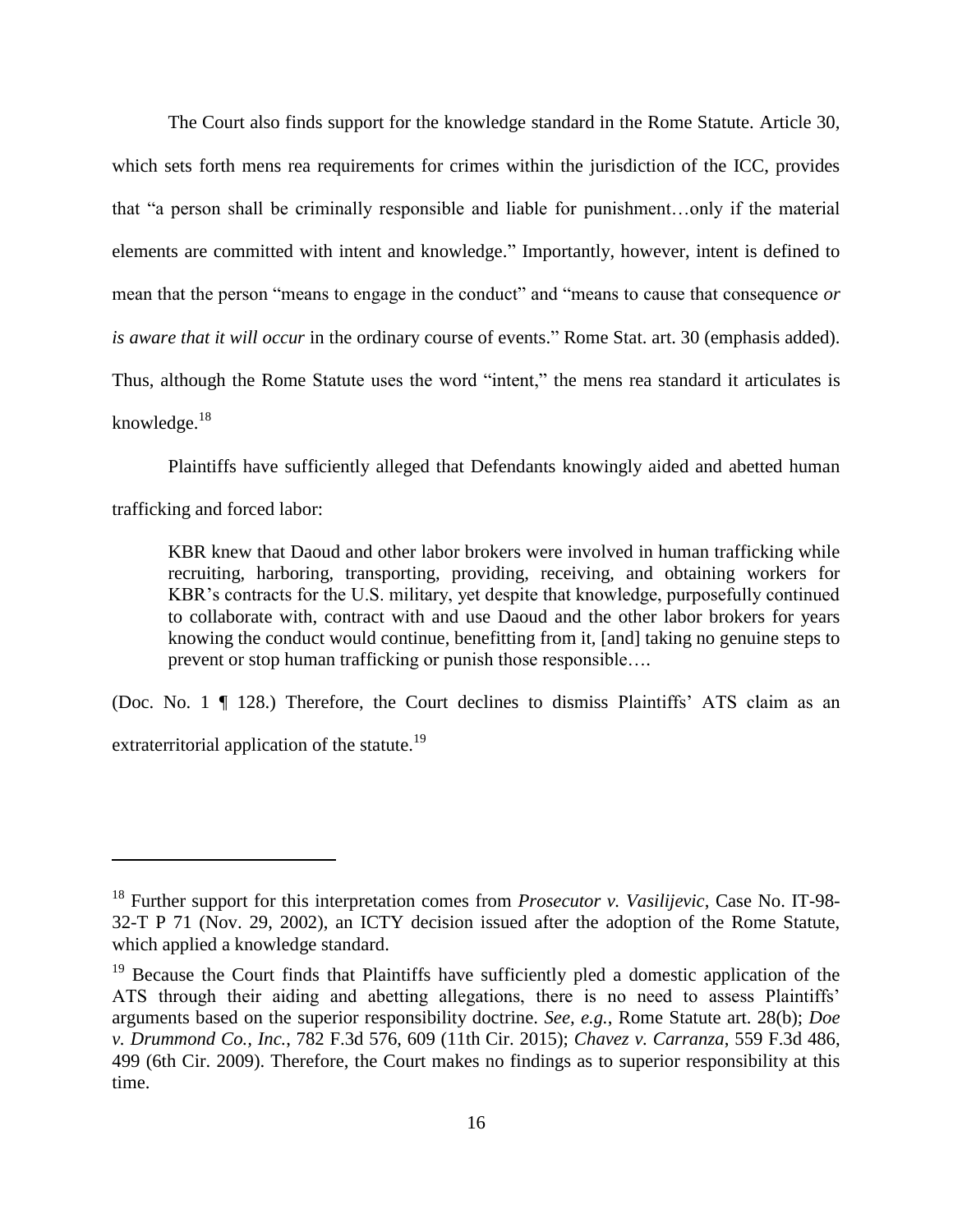The Court also finds support for the knowledge standard in the Rome Statute. Article 30, which sets forth mens rea requirements for crimes within the jurisdiction of the ICC, provides that "a person shall be criminally responsible and liable for punishment…only if the material elements are committed with intent and knowledge." Importantly, however, intent is defined to mean that the person "means to engage in the conduct" and "means to cause that consequence *or is aware that it will occur* in the ordinary course of events." Rome Stat. art. 30 (emphasis added). Thus, although the Rome Statute uses the word "intent," the mens rea standard it articulates is knowledge.[18]

Plaintiffs have sufficiently alleged that Defendants knowingly aided and abetted human trafficking and forced labor:

> KBR knew that Daoud and other labor brokers were involved in human trafficking while recruiting, harboring, transporting, providing, receiving, and obtaining workers for KBR's contracts for the U.S. military, yet despite that knowledge, purposefully continued to collaborate with, contract with and use Daoud and the other labor brokers for years knowing the conduct would continue, benefitting from it, [and] taking no genuine steps to prevent or stop human trafficking or punish those responsible….

(Doc. No. 1 ¶ 128.) Therefore, the Court declines to dismiss Plaintiffs' ATS claim as an extraterritorial application of the statute.[19]

---

[18] Further support for this interpretation comes from *Prosecutor v. Vasilijevic*, Case No. IT-98-32-T P 71 (Nov. 29, 2002), an ICTY decision issued after the adoption of the Rome Statute, which applied a knowledge standard.

[19] Because the Court finds that Plaintiffs have sufficiently pled a domestic application of the ATS through their aiding and abetting allegations, there is no need to assess Plaintiffs' arguments based on the superior responsibility doctrine. *See, e.g.*, Rome Statute art. 28(b); *Doe v. Drummond Co., Inc.*, 782 F.3d 576, 609 (11th Cir. 2015); *Chavez v. Carranza*, 559 F.3d 486, 499 (6th Cir. 2009). Therefore, the Court makes no findings as to superior responsibility at this time.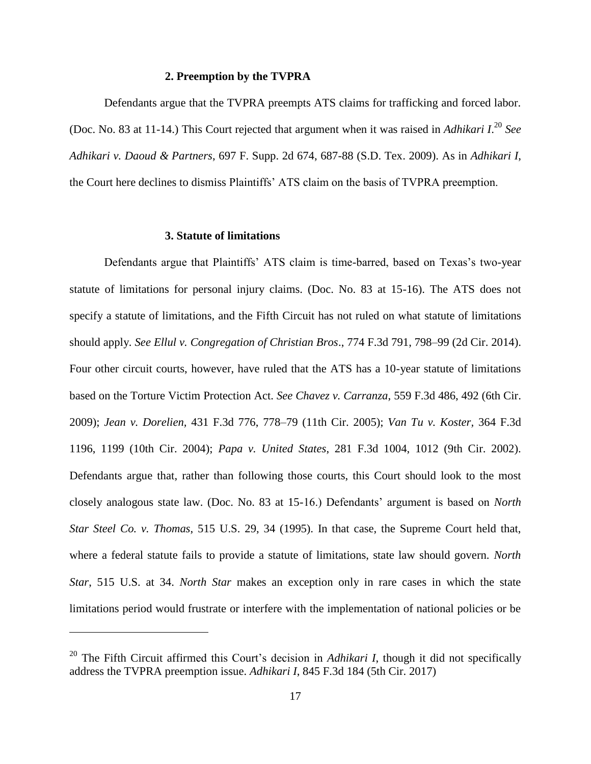### 2. Preemption by the TVPRA

Defendants argue that the TVPRA preempts ATS claims for trafficking and forced labor. (Doc. No. 83 at 11-14.) This Court rejected that argument when it was raised in *Adhikari I*.[20] *See Adhikari v. Daoud & Partners*, 697 F. Supp. 2d 674, 687-88 (S.D. Tex. 2009). As in *Adhikari I*, the Court here declines to dismiss Plaintiffs' ATS claim on the basis of TVPRA preemption.

### 3. Statute of limitations

Defendants argue that Plaintiffs' ATS claim is time-barred, based on Texas's two-year statute of limitations for personal injury claims. (Doc. No. 83 at 15-16). The ATS does not specify a statute of limitations, and the Fifth Circuit has not ruled on what statute of limitations should apply. *See Ellul v. Congregation of Christian Bros*., 774 F.3d 791, 798–99 (2d Cir. 2014). Four other circuit courts, however, have ruled that the ATS has a 10-year statute of limitations based on the Torture Victim Protection Act. *See Chavez v. Carranza*, 559 F.3d 486, 492 (6th Cir. 2009); *Jean v. Dorelien*, 431 F.3d 776, 778–79 (11th Cir. 2005); *Van Tu v. Koster*, 364 F.3d 1196, 1199 (10th Cir. 2004); *Papa v. United States*, 281 F.3d 1004, 1012 (9th Cir. 2002). Defendants argue that, rather than following those courts, this Court should look to the most closely analogous state law. (Doc. No. 83 at 15-16.) Defendants' argument is based on *North Star Steel Co. v. Thomas*, 515 U.S. 29, 34 (1995). In that case, the Supreme Court held that, where a federal statute fails to provide a statute of limitations, state law should govern. *North Star*, 515 U.S. at 34. *North Star* makes an exception only in rare cases in which the state limitations period would frustrate or interfere with the implementation of national policies or be

---

[20] The Fifth Circuit affirmed this Court's decision in *Adhikari I*, though it did not specifically address the TVPRA preemption issue. *Adhikari I*, 845 F.3d 184 (5th Cir. 2017)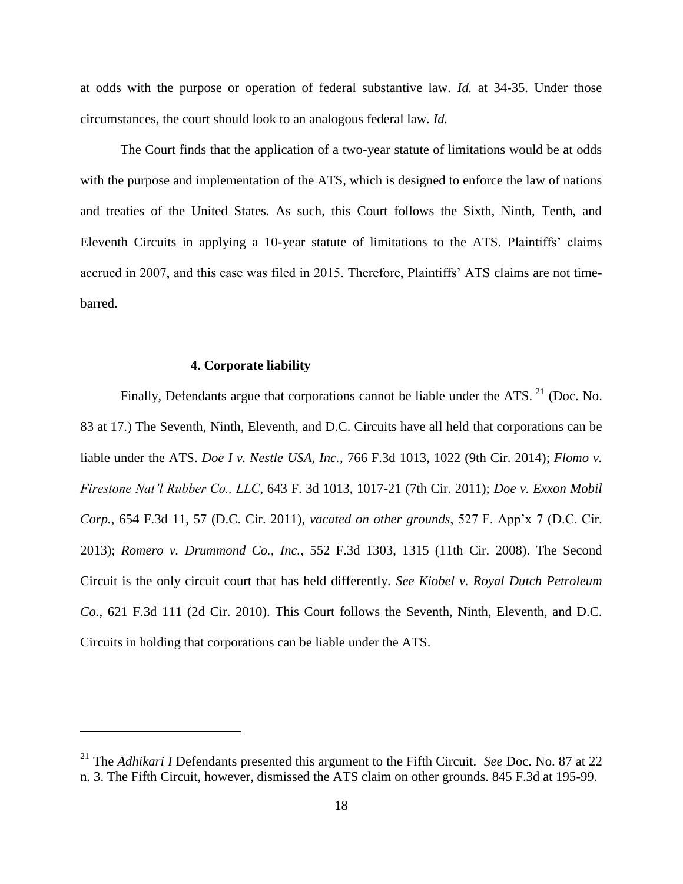at odds with the purpose or operation of federal substantive law. *Id.* at 34-35. Under those circumstances, the court should look to an analogous federal law. *Id.*

The Court finds that the application of a two-year statute of limitations would be at odds with the purpose and implementation of the ATS, which is designed to enforce the law of nations and treaties of the United States. As such, this Court follows the Sixth, Ninth, Tenth, and Eleventh Circuits in applying a 10-year statute of limitations to the ATS. Plaintiffs' claims accrued in 2007, and this case was filed in 2015. Therefore, Plaintiffs' ATS claims are not time-barred.

#### 4. Corporate liability

Finally, Defendants argue that corporations cannot be liable under the ATS.[21] (Doc. No. 83 at 17.) The Seventh, Ninth, Eleventh, and D.C. Circuits have all held that corporations can be liable under the ATS. *Doe I v. Nestle USA, Inc.*, 766 F.3d 1013, 1022 (9th Cir. 2014); *Flomo v. Firestone Nat'l Rubber Co., LLC*, 643 F. 3d 1013, 1017-21 (7th Cir. 2011); *Doe v. Exxon Mobil Corp.*, 654 F.3d 11, 57 (D.C. Cir. 2011), *vacated on other grounds*, 527 F. App'x 7 (D.C. Cir. 2013); *Romero v. Drummond Co., Inc.*, 552 F.3d 1303, 1315 (11th Cir. 2008). The Second Circuit is the only circuit court that has held differently. *See Kiobel v. Royal Dutch Petroleum Co.*, 621 F.3d 111 (2d Cir. 2010). This Court follows the Seventh, Ninth, Eleventh, and D.C. Circuits in holding that corporations can be liable under the ATS.

---

[21] The *Adhikari I* Defendants presented this argument to the Fifth Circuit. *See* Doc. No. 87 at 22 n. 3. The Fifth Circuit, however, dismissed the ATS claim on other grounds. 845 F.3d at 195-99.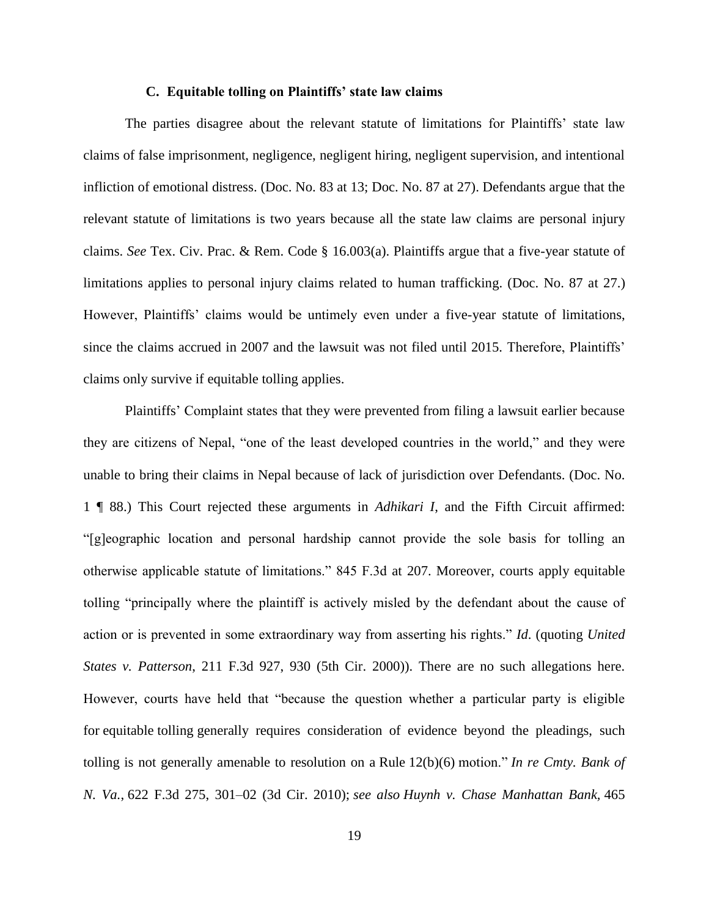### C. Equitable tolling on Plaintiffs' state law claims

The parties disagree about the relevant statute of limitations for Plaintiffs' state law claims of false imprisonment, negligence, negligent hiring, negligent supervision, and intentional infliction of emotional distress. (Doc. No. 83 at 13; Doc. No. 87 at 27). Defendants argue that the relevant statute of limitations is two years because all the state law claims are personal injury claims. *See* Tex. Civ. Prac. & Rem. Code § 16.003(a). Plaintiffs argue that a five-year statute of limitations applies to personal injury claims related to human trafficking. (Doc. No. 87 at 27.) However, Plaintiffs' claims would be untimely even under a five-year statute of limitations, since the claims accrued in 2007 and the lawsuit was not filed until 2015. Therefore, Plaintiffs' claims only survive if equitable tolling applies.

Plaintiffs' Complaint states that they were prevented from filing a lawsuit earlier because they are citizens of Nepal, "one of the least developed countries in the world," and they were unable to bring their claims in Nepal because of lack of jurisdiction over Defendants. (Doc. No. 1 ¶ 88.) This Court rejected these arguments in *Adhikari I,* and the Fifth Circuit affirmed: "[g]eographic location and personal hardship cannot provide the sole basis for tolling an otherwise applicable statute of limitations." 845 F.3d at 207. Moreover, courts apply equitable tolling "principally where the plaintiff is actively misled by the defendant about the cause of action or is prevented in some extraordinary way from asserting his rights." *Id*. (quoting *United States v. Patterson*, 211 F.3d 927, 930 (5th Cir. 2000)). There are no such allegations here. However, courts have held that "because the question whether a particular party is eligible for equitable tolling generally requires consideration of evidence beyond the pleadings, such tolling is not generally amenable to resolution on a Rule 12(b)(6) motion." *In re Cmty. Bank of N. Va.*, 622 F.3d 275, 301–02 (3d Cir. 2010); *see also Huynh v. Chase Manhattan Bank,* 465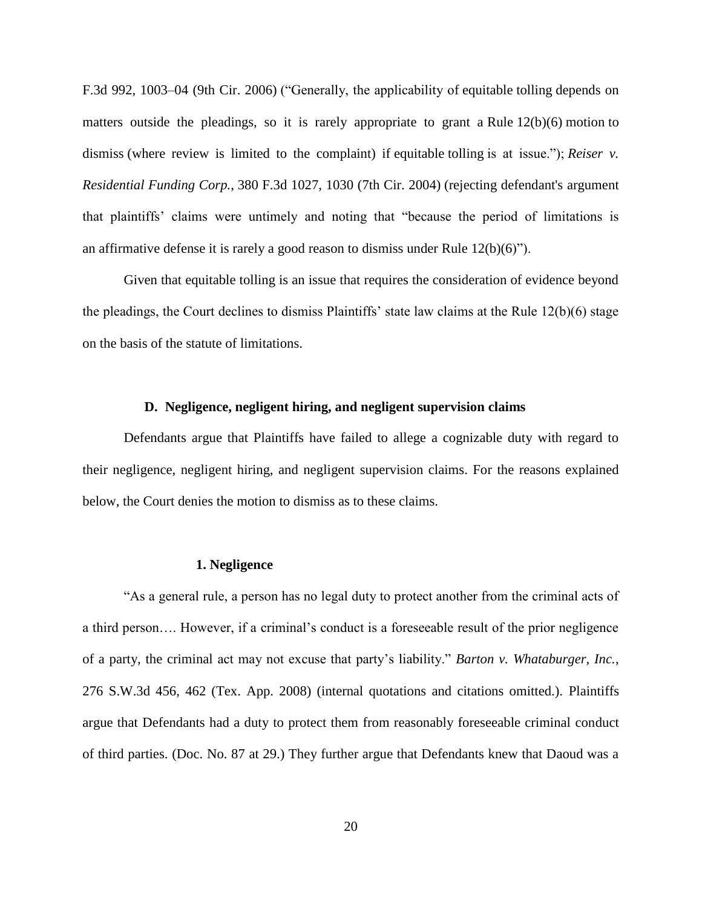F.3d 992, 1003–04 (9th Cir. 2006) ("Generally, the applicability of equitable tolling depends on matters outside the pleadings, so it is rarely appropriate to grant a Rule 12(b)(6) motion to dismiss (where review is limited to the complaint) if equitable tolling is at issue."); *Reiser v. Residential Funding Corp.*, 380 F.3d 1027, 1030 (7th Cir. 2004) (rejecting defendant's argument that plaintiffs' claims were untimely and noting that "because the period of limitations is an affirmative defense it is rarely a good reason to dismiss under Rule 12(b)(6)").

Given that equitable tolling is an issue that requires the consideration of evidence beyond the pleadings, the Court declines to dismiss Plaintiffs' state law claims at the Rule 12(b)(6) stage on the basis of the statute of limitations.

### D. Negligence, negligent hiring, and negligent supervision claims

Defendants argue that Plaintiffs have failed to allege a cognizable duty with regard to their negligence, negligent hiring, and negligent supervision claims. For the reasons explained below, the Court denies the motion to dismiss as to these claims.

#### 1. Negligence

"As a general rule, a person has no legal duty to protect another from the criminal acts of a third person…. However, if a criminal's conduct is a foreseeable result of the prior negligence of a party, the criminal act may not excuse that party's liability." *Barton v. Whataburger, Inc.*, 276 S.W.3d 456, 462 (Tex. App. 2008) (internal quotations and citations omitted.). Plaintiffs argue that Defendants had a duty to protect them from reasonably foreseeable criminal conduct of third parties. (Doc. No. 87 at 29.) They further argue that Defendants knew that Daoud was a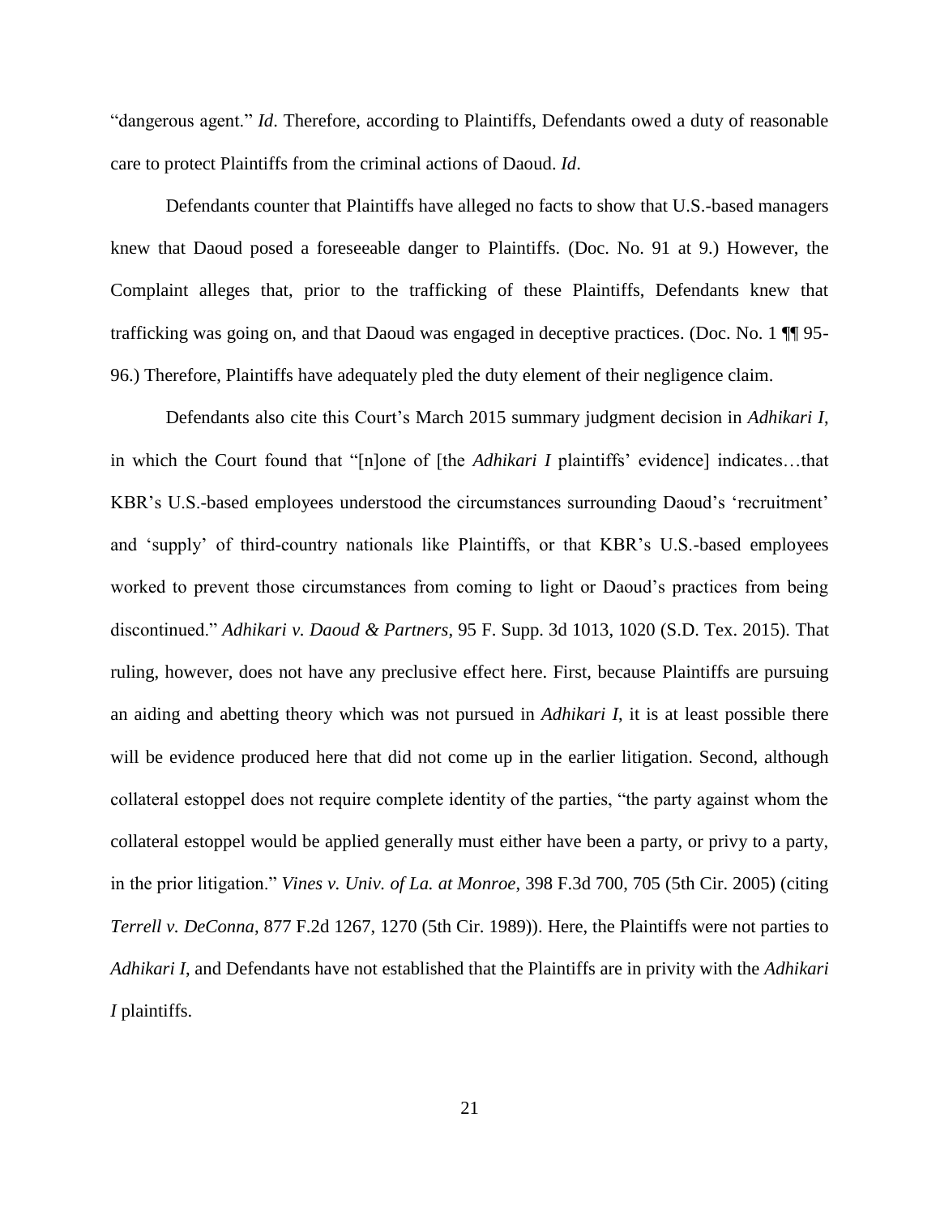"dangerous agent." *Id*. Therefore, according to Plaintiffs, Defendants owed a duty of reasonable care to protect Plaintiffs from the criminal actions of Daoud. *Id*.

Defendants counter that Plaintiffs have alleged no facts to show that U.S.-based managers knew that Daoud posed a foreseeable danger to Plaintiffs. (Doc. No. 91 at 9.) However, the Complaint alleges that, prior to the trafficking of these Plaintiffs, Defendants knew that trafficking was going on, and that Daoud was engaged in deceptive practices. (Doc. No. 1 ¶¶ 95-96.) Therefore, Plaintiffs have adequately pled the duty element of their negligence claim.

Defendants also cite this Court's March 2015 summary judgment decision in *Adhikari I*, in which the Court found that "[n]one of [the *Adhikari I* plaintiffs' evidence] indicates…that KBR's U.S.-based employees understood the circumstances surrounding Daoud's 'recruitment' and 'supply' of third-country nationals like Plaintiffs, or that KBR's U.S.-based employees worked to prevent those circumstances from coming to light or Daoud's practices from being discontinued." *Adhikari v. Daoud & Partners*, 95 F. Supp. 3d 1013, 1020 (S.D. Tex. 2015). That ruling, however, does not have any preclusive effect here. First, because Plaintiffs are pursuing an aiding and abetting theory which was not pursued in *Adhikari I*, it is at least possible there will be evidence produced here that did not come up in the earlier litigation. Second, although collateral estoppel does not require complete identity of the parties, "the party against whom the collateral estoppel would be applied generally must either have been a party, or privy to a party, in the prior litigation." *Vines v. Univ. of La. at Monroe*, 398 F.3d 700, 705 (5th Cir. 2005) (citing *Terrell v. DeConna*, 877 F.2d 1267, 1270 (5th Cir. 1989)). Here, the Plaintiffs were not parties to *Adhikari I*, and Defendants have not established that the Plaintiffs are in privity with the *Adhikari I* plaintiffs.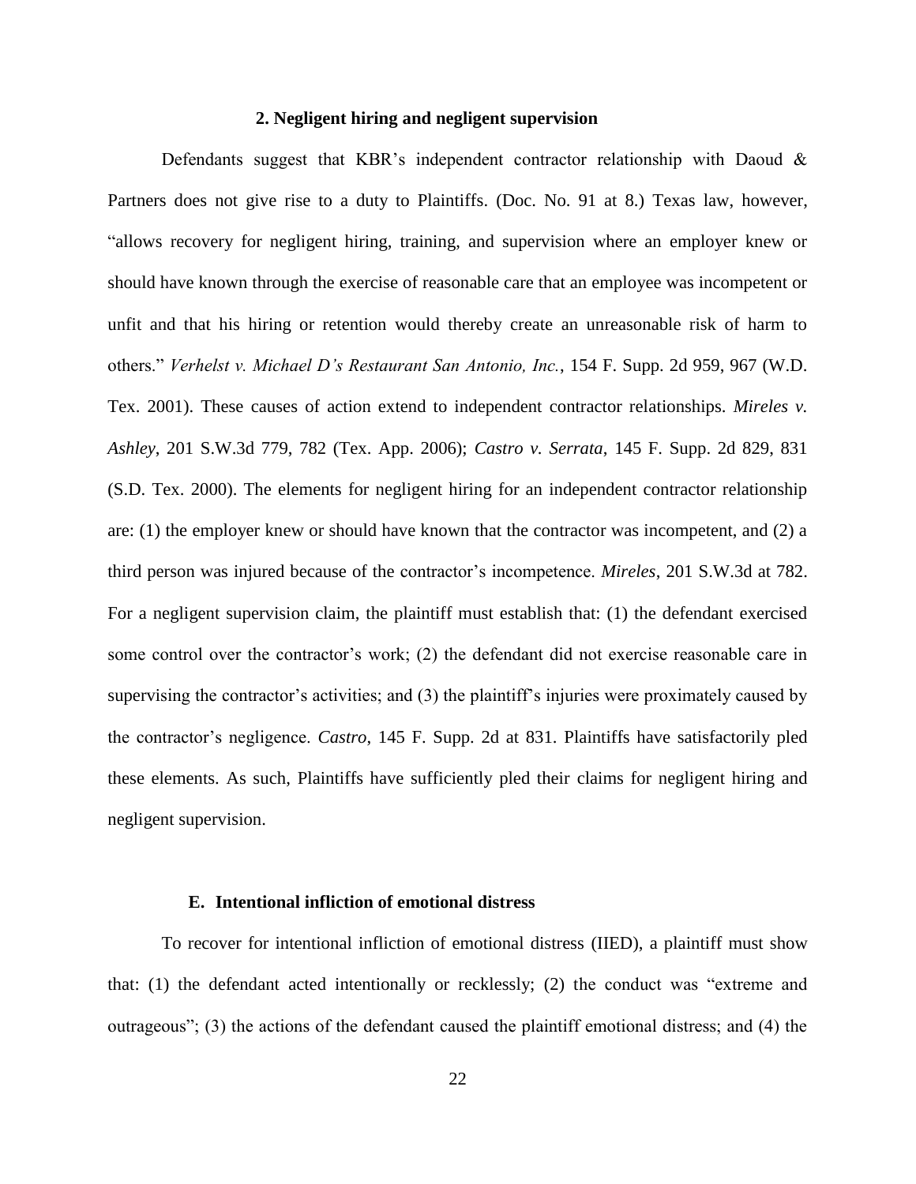### 2. Negligent hiring and negligent supervision

Defendants suggest that KBR's independent contractor relationship with Daoud & Partners does not give rise to a duty to Plaintiffs. (Doc. No. 91 at 8.) Texas law, however, "allows recovery for negligent hiring, training, and supervision where an employer knew or should have known through the exercise of reasonable care that an employee was incompetent or unfit and that his hiring or retention would thereby create an unreasonable risk of harm to others." *Verhelst v. Michael D's Restaurant San Antonio, Inc.*, 154 F. Supp. 2d 959, 967 (W.D. Tex. 2001). These causes of action extend to independent contractor relationships. *Mireles v. Ashley*, 201 S.W.3d 779, 782 (Tex. App. 2006); *Castro v. Serrata*, 145 F. Supp. 2d 829, 831 (S.D. Tex. 2000). The elements for negligent hiring for an independent contractor relationship are: (1) the employer knew or should have known that the contractor was incompetent, and (2) a third person was injured because of the contractor's incompetence. *Mireles*, 201 S.W.3d at 782. For a negligent supervision claim, the plaintiff must establish that: (1) the defendant exercised some control over the contractor's work; (2) the defendant did not exercise reasonable care in supervising the contractor's activities; and (3) the plaintiff's injuries were proximately caused by the contractor's negligence. *Castro*, 145 F. Supp. 2d at 831. Plaintiffs have satisfactorily pled these elements. As such, Plaintiffs have sufficiently pled their claims for negligent hiring and negligent supervision.

## E. Intentional infliction of emotional distress

To recover for intentional infliction of emotional distress (IIED), a plaintiff must show that: (1) the defendant acted intentionally or recklessly; (2) the conduct was "extreme and outrageous"; (3) the actions of the defendant caused the plaintiff emotional distress; and (4) the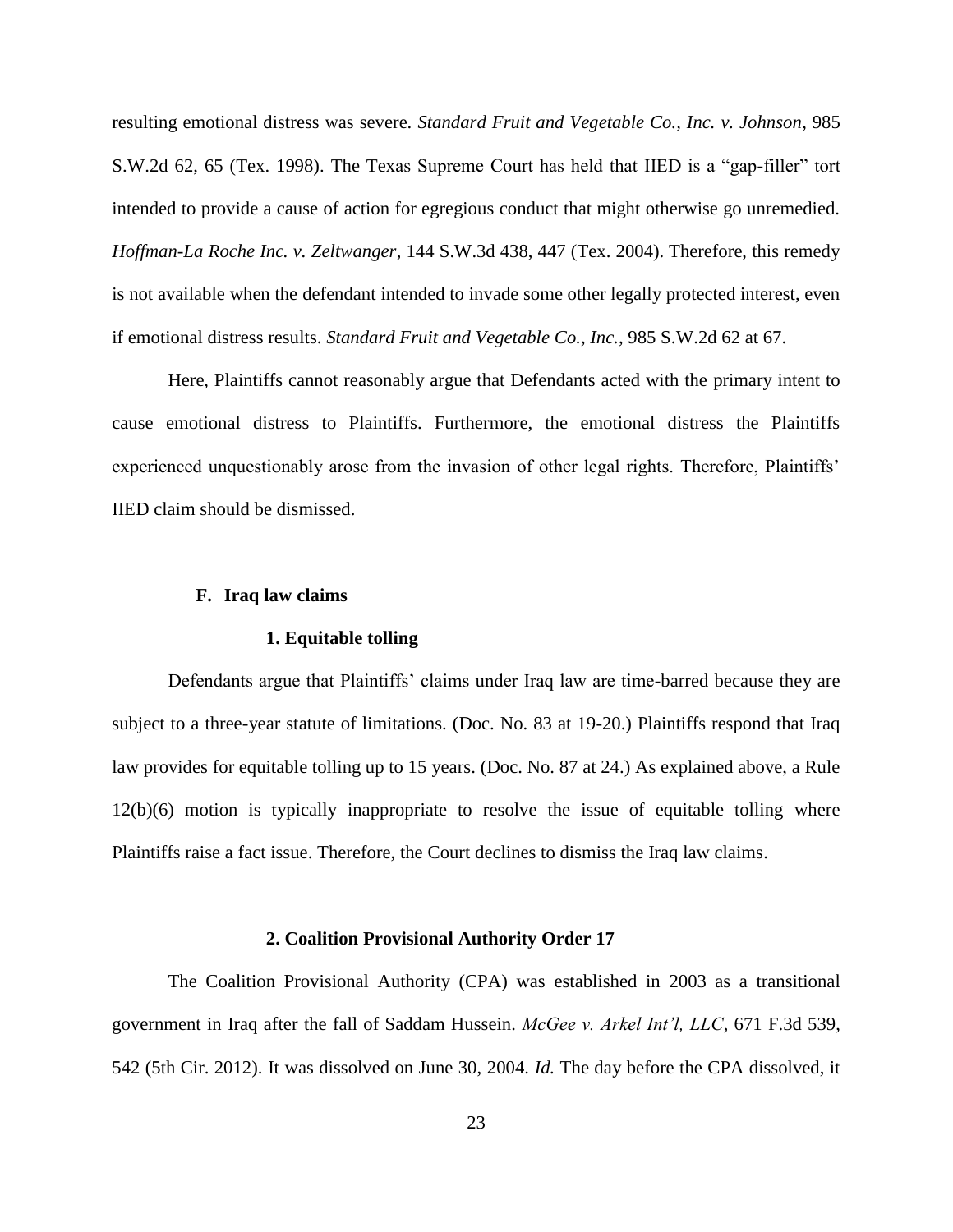resulting emotional distress was severe. *Standard Fruit and Vegetable Co., Inc. v. Johnson*, 985 S.W.2d 62, 65 (Tex. 1998). The Texas Supreme Court has held that IIED is a "gap-filler" tort intended to provide a cause of action for egregious conduct that might otherwise go unremedied. *Hoffman-La Roche Inc. v. Zeltwanger*, 144 S.W.3d 438, 447 (Tex. 2004). Therefore, this remedy is not available when the defendant intended to invade some other legally protected interest, even if emotional distress results. *Standard Fruit and Vegetable Co., Inc.*, 985 S.W.2d 62 at 67.

Here, Plaintiffs cannot reasonably argue that Defendants acted with the primary intent to cause emotional distress to Plaintiffs. Furthermore, the emotional distress the Plaintiffs experienced unquestionably arose from the invasion of other legal rights. Therefore, Plaintiffs' IIED claim should be dismissed.

### F. Iraq law claims

#### 1. Equitable tolling

Defendants argue that Plaintiffs' claims under Iraq law are time-barred because they are subject to a three-year statute of limitations. (Doc. No. 83 at 19-20.) Plaintiffs respond that Iraq law provides for equitable tolling up to 15 years. (Doc. No. 87 at 24.) As explained above, a Rule 12(b)(6) motion is typically inappropriate to resolve the issue of equitable tolling where Plaintiffs raise a fact issue. Therefore, the Court declines to dismiss the Iraq law claims.

#### 2. Coalition Provisional Authority Order 17

The Coalition Provisional Authority (CPA) was established in 2003 as a transitional government in Iraq after the fall of Saddam Hussein. *McGee v. Arkel Int'l, LLC*, 671 F.3d 539, 542 (5th Cir. 2012). It was dissolved on June 30, 2004. *Id.* The day before the CPA dissolved, it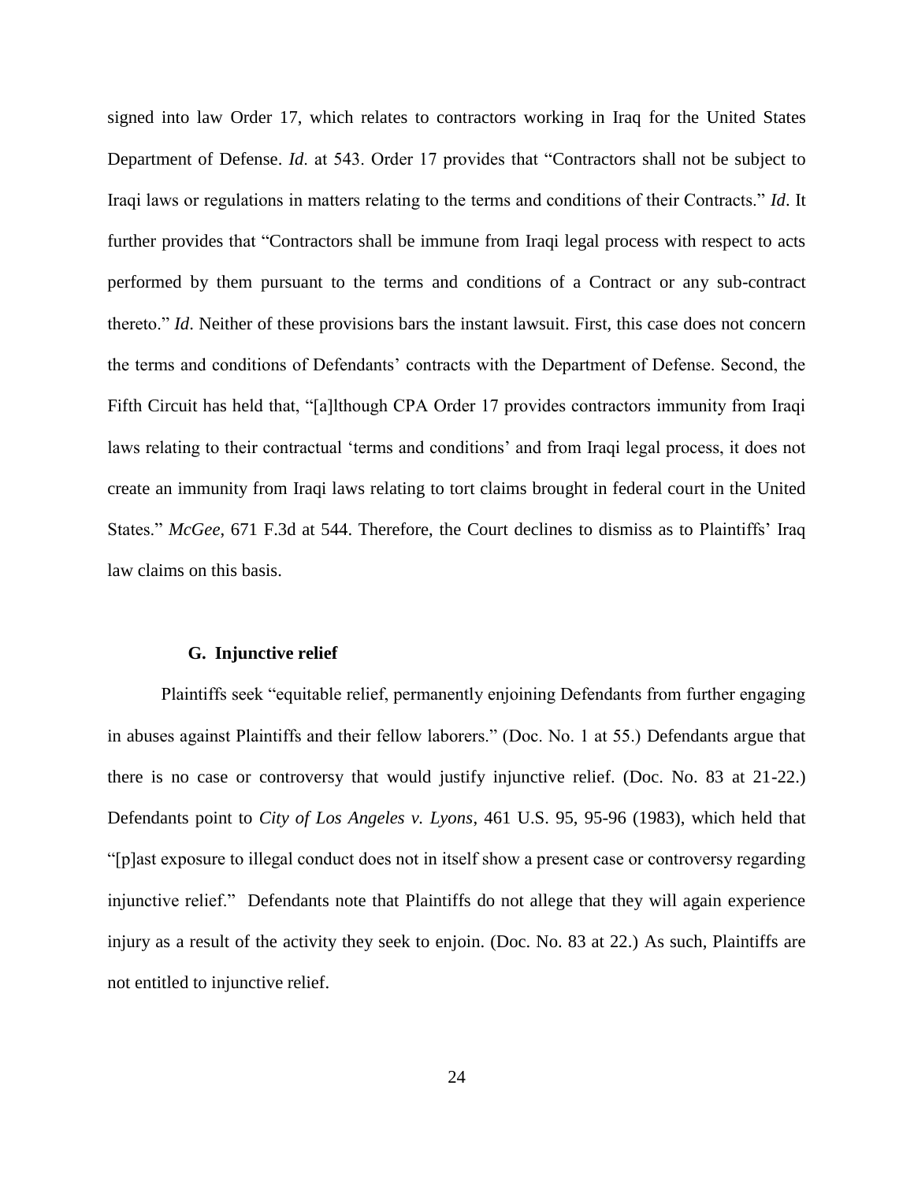signed into law Order 17, which relates to contractors working in Iraq for the United States Department of Defense. *Id*. at 543. Order 17 provides that "Contractors shall not be subject to Iraqi laws or regulations in matters relating to the terms and conditions of their Contracts." *Id*. It further provides that "Contractors shall be immune from Iraqi legal process with respect to acts performed by them pursuant to the terms and conditions of a Contract or any sub-contract thereto." *Id*. Neither of these provisions bars the instant lawsuit. First, this case does not concern the terms and conditions of Defendants' contracts with the Department of Defense. Second, the Fifth Circuit has held that, "[a]lthough CPA Order 17 provides contractors immunity from Iraqi laws relating to their contractual 'terms and conditions' and from Iraqi legal process, it does not create an immunity from Iraqi laws relating to tort claims brought in federal court in the United States." *McGee*, 671 F.3d at 544. Therefore, the Court declines to dismiss as to Plaintiffs' Iraq law claims on this basis.

### G. Injunctive relief

Plaintiffs seek "equitable relief, permanently enjoining Defendants from further engaging in abuses against Plaintiffs and their fellow laborers." (Doc. No. 1 at 55.) Defendants argue that there is no case or controversy that would justify injunctive relief. (Doc. No. 83 at 21-22.) Defendants point to *City of Los Angeles v. Lyons*, 461 U.S. 95, 95-96 (1983), which held that "[p]ast exposure to illegal conduct does not in itself show a present case or controversy regarding injunctive relief." Defendants note that Plaintiffs do not allege that they will again experience injury as a result of the activity they seek to enjoin. (Doc. No. 83 at 22.) As such, Plaintiffs are not entitled to injunctive relief.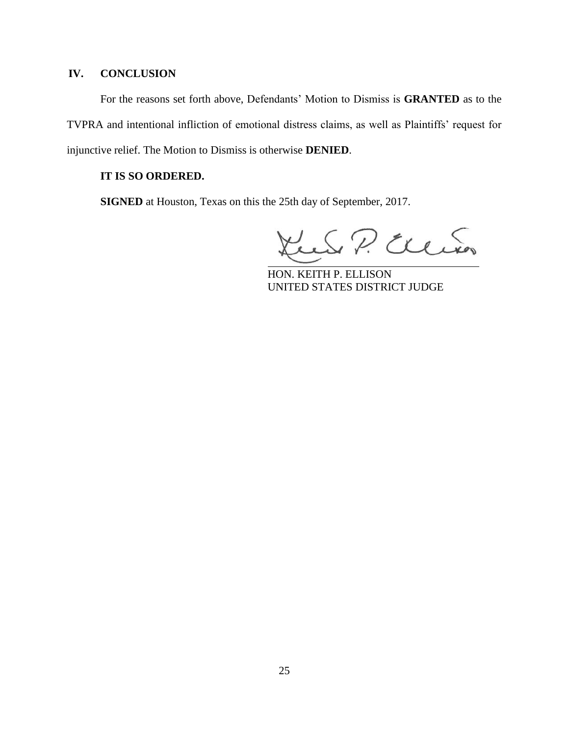## IV. CONCLUSION

For the reasons set forth above, Defendants' Motion to Dismiss is **GRANTED** as to the TVPRA and intentional infliction of emotional distress claims, as well as Plaintiffs' request for injunctive relief. The Motion to Dismiss is otherwise **DENIED**.

**IT IS SO ORDERED.**

**SIGNED** at Houston, Texas on this the 25th day of September, 2017.

HON. KEITH P. ELLISON
UNITED STATES DISTRICT JUDGE